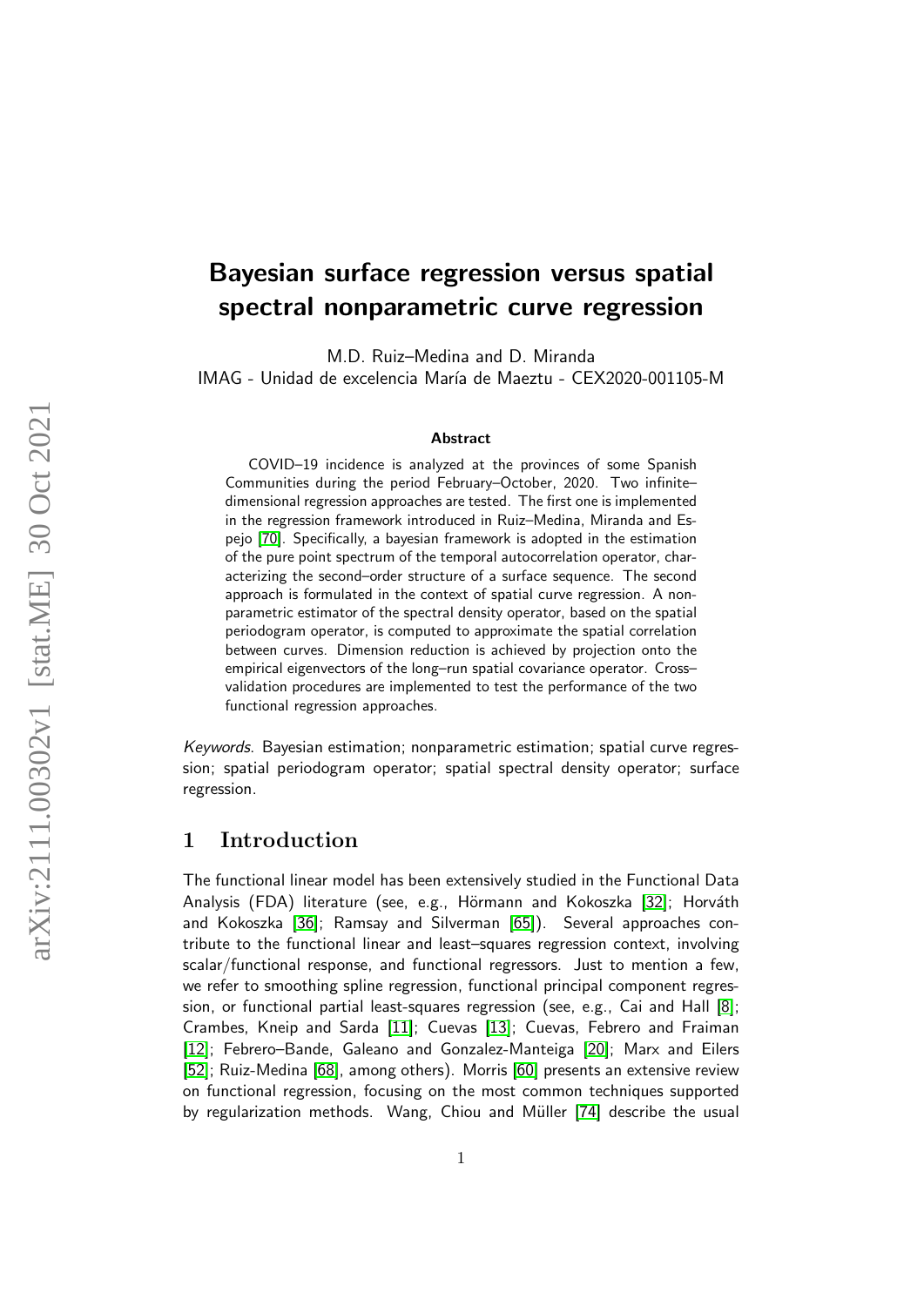# Bayesian surface regression versus spatial spectral nonparametric curve regression

M.D. Ruiz–Medina and D. Miranda
IMAG - Unidad de excelencia María de Maeztu - CEX2020-001105-M

### Abstract

COVID–19 incidence is analyzed at the provinces of some Spanish Communities during the period February–October, 2020. Two infinite–dimensional regression approaches are tested. The first one is implemented in the regression framework introduced in Ruiz–Medina, Miranda and Espejo [70]. Specifically, a bayesian framework is adopted in the estimation of the pure point spectrum of the temporal autocorrelation operator, characterizing the second–order structure of a surface sequence. The second approach is formulated in the context of spatial curve regression. A nonparametric estimator of the spectral density operator, based on the spatial periodogram operator, is computed to approximate the spatial correlation between curves. Dimension reduction is achieved by projection onto the empirical eigenvectors of the long–run spatial covariance operator. Cross–validation procedures are implemented to test the performance of the two functional regression approaches.

*Keywords*. Bayesian estimation; nonparametric estimation; spatial curve regression; spatial periodogram operator; spatial spectral density operator; surface regression.

## 1 Introduction

The functional linear model has been extensively studied in the Functional Data Analysis (FDA) literature (see, e.g., Hörmann and Kokoszka [32]; Horváth and Kokoszka [36]; Ramsay and Silverman [65]). Several approaches contribute to the functional linear and least–squares regression context, involving scalar/functional response, and functional regressors. Just to mention a few, we refer to smoothing spline regression, functional principal component regression, or functional partial least-squares regression (see, e.g., Cai and Hall [8]; Crambes, Kneip and Sarda [11]; Cuevas [13]; Cuevas, Febrero and Fraiman [12]; Febrero–Bande, Galeano and Gonzalez-Manteiga [20]; Marx and Eilers [52]; Ruiz-Medina [68], among others). Morris [60] presents an extensive review on functional regression, focusing on the most common techniques supported by regularization methods. Wang, Chiou and Müller [74] describe the usual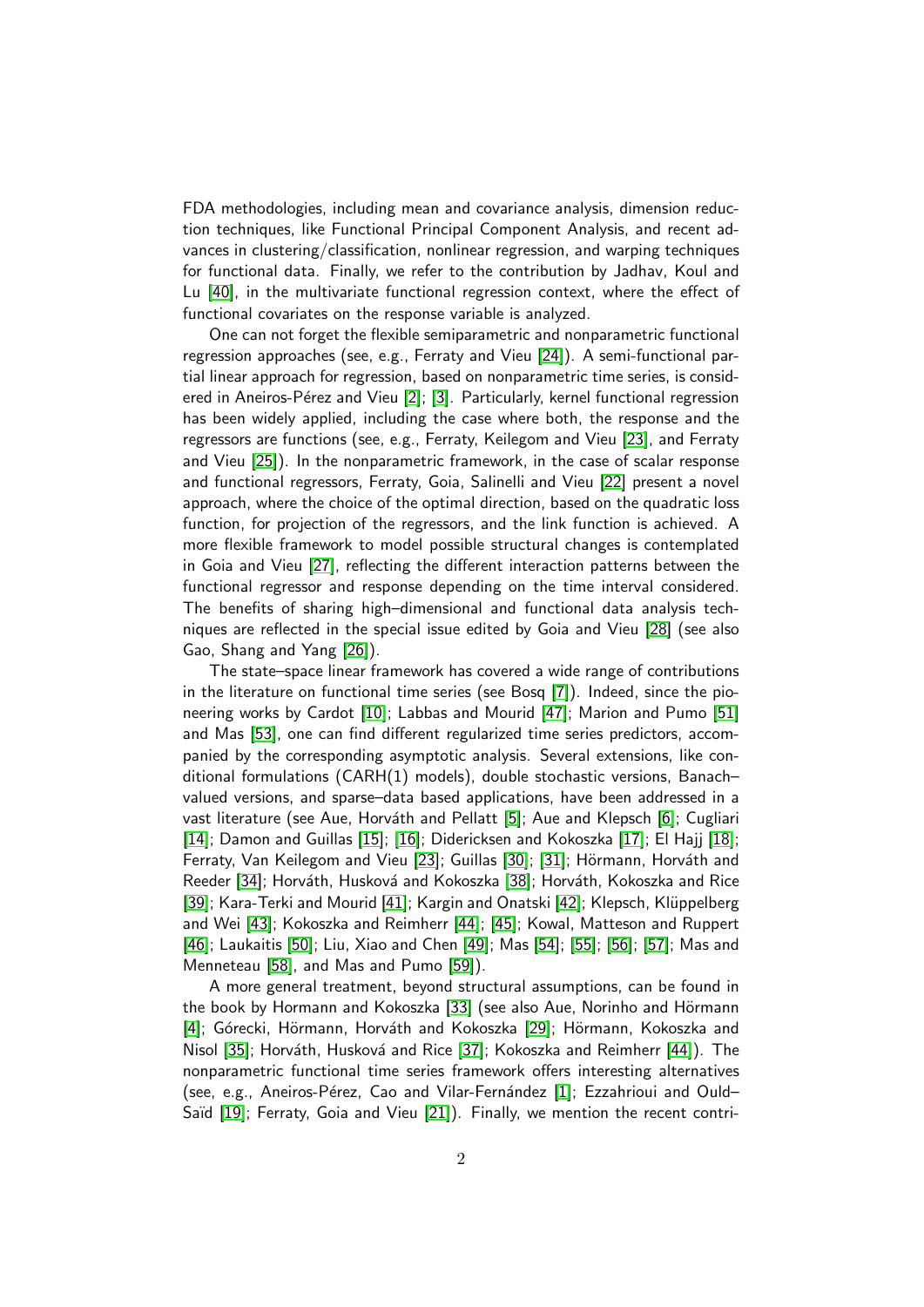FDA methodologies, including mean and covariance analysis, dimension reduction techniques, like Functional Principal Component Analysis, and recent advances in clustering/classification, nonlinear regression, and warping techniques for functional data. Finally, we refer to the contribution by Jadhav, Koul and Lu [40], in the multivariate functional regression context, where the effect of functional covariates on the response variable is analyzed.

One can not forget the flexible semiparametric and nonparametric functional regression approaches (see, e.g., Ferraty and Vieu [24]). A semi-functional partial linear approach for regression, based on nonparametric time series, is considered in Aneiros-Pérez and Vieu [2]; [3]. Particularly, kernel functional regression has been widely applied, including the case where both, the response and the regressors are functions (see, e.g., Ferraty, Keilegom and Vieu [23], and Ferraty and Vieu [25]). In the nonparametric framework, in the case of scalar response and functional regressors, Ferraty, Goia, Salinelli and Vieu [22] present a novel approach, where the choice of the optimal direction, based on the quadratic loss function, for projection of the regressors, and the link function is achieved. A more flexible framework to model possible structural changes is contemplated in Goia and Vieu [27], reflecting the different interaction patterns between the functional regressor and response depending on the time interval considered. The benefits of sharing high–dimensional and functional data analysis techniques are reflected in the special issue edited by Goia and Vieu [28] (see also Gao, Shang and Yang [26]).

The state–space linear framework has covered a wide range of contributions in the literature on functional time series (see Bosq [7]). Indeed, since the pioneering works by Cardot [10]; Labbas and Mourid [47]; Marion and Pumo [51] and Mas [53], one can find different regularized time series predictors, accompanied by the corresponding asymptotic analysis. Several extensions, like conditional formulations (CARH(1) models), double stochastic versions, Banach–valued versions, and sparse–data based applications, have been addressed in a vast literature (see Aue, Horváth and Pellatt [5]; Aue and Klepsch [6]; Cugliari [14]; Damon and Guillas [15]; [16]; Didericksen and Kokoszka [17]; El Hajj [18]; Ferraty, Van Keilegom and Vieu [23]; Guillas [30]; [31]; Hörmann, Horváth and Reeder [34]; Horváth, Husková and Kokoszka [38]; Horváth, Kokoszka and Rice [39]; Kara-Terki and Mourid [41]; Kargin and Onatski [42]; Klepsch, Klüppelberg and Wei [43]; Kokoszka and Reimherr [44]; [45]; Kowal, Matteson and Ruppert [46]; Laukaitis [50]; Liu, Xiao and Chen [49]; Mas [54]; [55]; [56]; [57]; Mas and Menneteau [58], and Mas and Pumo [59]).

A more general treatment, beyond structural assumptions, can be found in the book by Hormann and Kokoszka [33] (see also Aue, Norinho and Hörmann [4]; Górecki, Hörmann, Horváth and Kokoszka [29]; Hörmann, Kokoszka and Nisol [35]; Horváth, Husková and Rice [37]; Kokoszka and Reimherr [44]). The nonparametric functional time series framework offers interesting alternatives (see, e.g., Aneiros-Pérez, Cao and Vilar-Fernández [1]; Ezzahrioui and Ould–Saïd [19]; Ferraty, Goia and Vieu [21]). Finally, we mention the recent contri-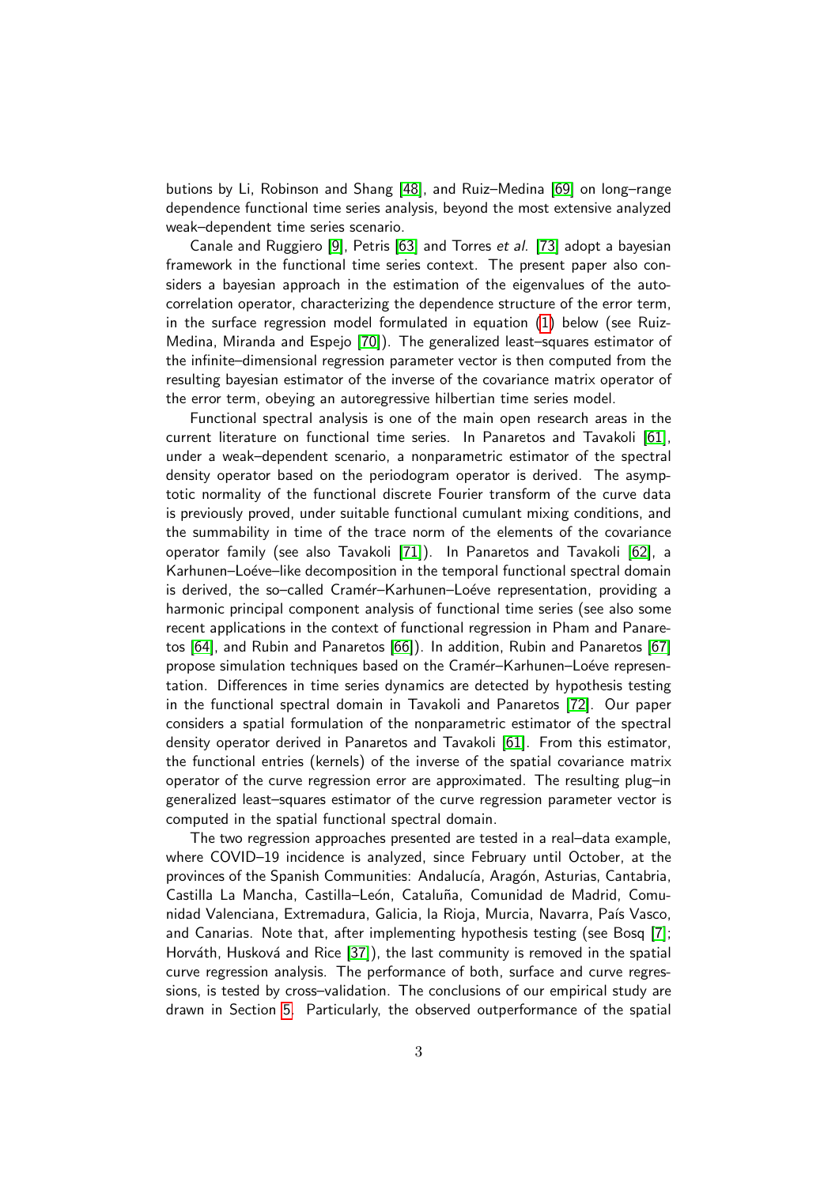butions by Li, Robinson and Shang [48], and Ruiz–Medina [69] on long–range dependence functional time series analysis, beyond the most extensive analyzed weak–dependent time series scenario.

Canale and Ruggiero [9], Petris [63] and Torres *et al.* [73] adopt a bayesian framework in the functional time series context. The present paper also considers a bayesian approach in the estimation of the eigenvalues of the autocorrelation operator, characterizing the dependence structure of the error term, in the surface regression model formulated in equation (1) below (see Ruiz-Medina, Miranda and Espejo [70]). The generalized least–squares estimator of the infinite–dimensional regression parameter vector is then computed from the resulting bayesian estimator of the inverse of the covariance matrix operator of the error term, obeying an autoregressive hilbertian time series model.

Functional spectral analysis is one of the main open research areas in the current literature on functional time series. In Panaretos and Tavakoli [61], under a weak–dependent scenario, a nonparametric estimator of the spectral density operator based on the periodogram operator is derived. The asymptotic normality of the functional discrete Fourier transform of the curve data is previously proved, under suitable functional cumulant mixing conditions, and the summability in time of the trace norm of the elements of the covariance operator family (see also Tavakoli [71]). In Panaretos and Tavakoli [62], a Karhunen–Loéve–like decomposition in the temporal functional spectral domain is derived, the so–called Cramér–Karhunen–Loéve representation, providing a harmonic principal component analysis of functional time series (see also some recent applications in the context of functional regression in Pham and Panaretos [64], and Rubin and Panaretos [66]). In addition, Rubin and Panaretos [67] propose simulation techniques based on the Cramér–Karhunen–Loéve representation. Differences in time series dynamics are detected by hypothesis testing in the functional spectral domain in Tavakoli and Panaretos [72]. Our paper considers a spatial formulation of the nonparametric estimator of the spectral density operator derived in Panaretos and Tavakoli [61]. From this estimator, the functional entries (kernels) of the inverse of the spatial covariance matrix operator of the curve regression error are approximated. The resulting plug–in generalized least–squares estimator of the curve regression parameter vector is computed in the spatial functional spectral domain.

The two regression approaches presented are tested in a real–data example, where COVID–19 incidence is analyzed, since February until October, at the provinces of the Spanish Communities: Andalucía, Aragón, Asturias, Cantabria, Castilla La Mancha, Castilla–León, Cataluña, Comunidad de Madrid, Comunidad Valenciana, Extremadura, Galicia, la Rioja, Murcia, Navarra, País Vasco, and Canarias. Note that, after implementing hypothesis testing (see Bosq [7]; Horváth, Husková and Rice [37]), the last community is removed in the spatial curve regression analysis. The performance of both, surface and curve regressions, is tested by cross–validation. The conclusions of our empirical study are drawn in Section 5. Particularly, the observed outperformance of the spatial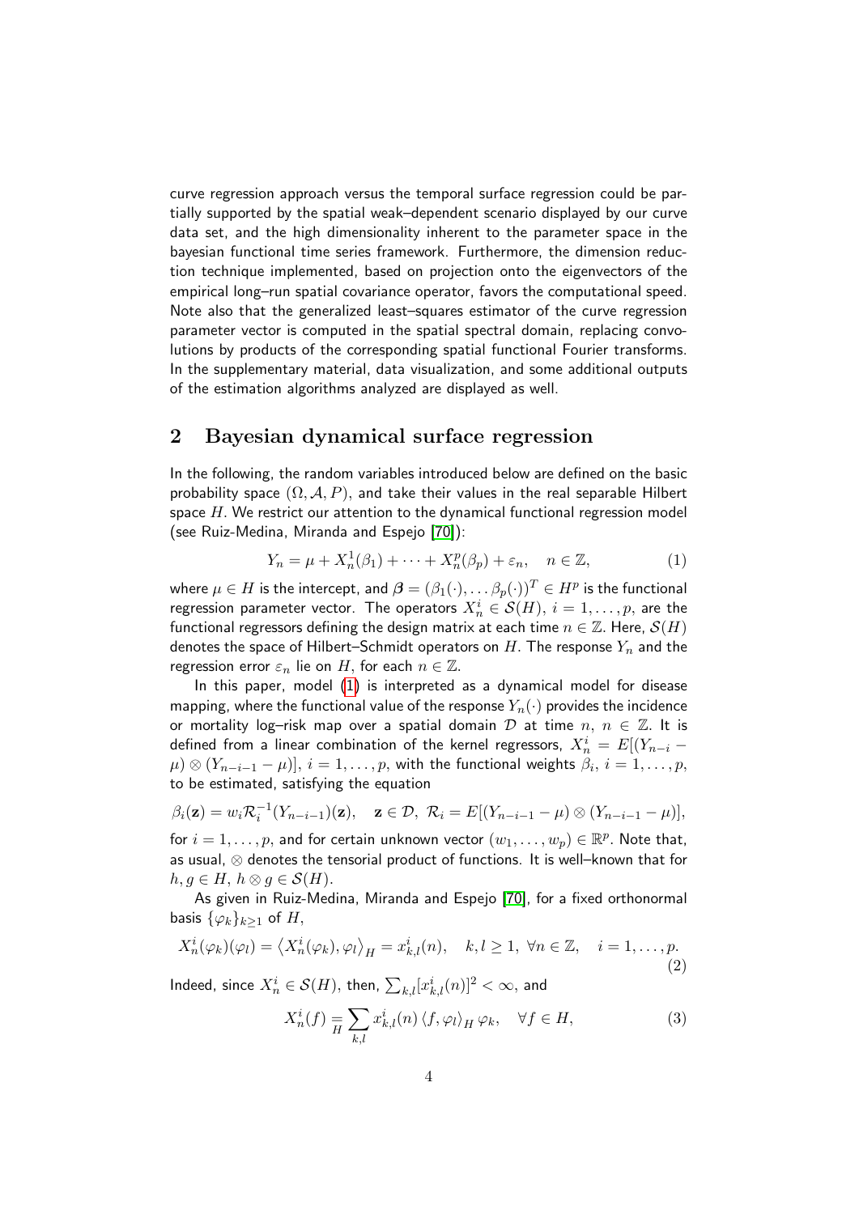curve regression approach versus the temporal surface regression could be partially supported by the spatial weak–dependent scenario displayed by our curve data set, and the high dimensionality inherent to the parameter space in the bayesian functional time series framework. Furthermore, the dimension reduction technique implemented, based on projection onto the eigenvectors of the empirical long–run spatial covariance operator, favors the computational speed. Note also that the generalized least–squares estimator of the curve regression parameter vector is computed in the spatial spectral domain, replacing convolutions by products of the corresponding spatial functional Fourier transforms. In the supplementary material, data visualization, and some additional outputs of the estimation algorithms analyzed are displayed as well.

## 2 Bayesian dynamical surface regression

In the following, the random variables introduced below are defined on the basic probability space $(\Omega, \mathcal{A}, P)$, and take their values in the real separable Hilbert space $H$. We restrict our attention to the dynamical functional regression model (see Ruiz-Medina, Miranda and Espejo [70]):

$$Y_n = \mu + X_n^1(\beta_1) + \cdots + X_n^p(\beta_p) + \varepsilon_n, \quad n \in \mathbb{Z}, \tag{1}$$

where $\mu \in H$ is the intercept, and $\boldsymbol{\beta} = (\beta_1(\cdot), \ldots \beta_p(\cdot))^T \in H^p$ is the functional regression parameter vector. The operators $X_n^i \in \mathcal{S}(H)$, $i = 1, \ldots, p$, are the functional regressors defining the design matrix at each time $n \in \mathbb{Z}$. Here, $\mathcal{S}(H)$ denotes the space of Hilbert–Schmidt operators on $H$. The response $Y_n$ and the regression error $\varepsilon_n$ lie on $H$, for each $n \in \mathbb{Z}$.

In this paper, model (1) is interpreted as a dynamical model for disease mapping, where the functional value of the response $Y_n(\cdot)$ provides the incidence or mortality log–risk map over a spatial domain $\mathcal{D}$ at time $n$, $n \in \mathbb{Z}$. It is defined from a linear combination of the kernel regressors, $X_n^i = E[(Y_{n-i} - \mu) \otimes (Y_{n-i-1} - \mu)]$, $i = 1, \ldots, p$, with the functional weights $\beta_i$, $i = 1, \ldots, p$, to be estimated, satisfying the equation

$$\beta_i(\mathbf{z}) = w_i \mathcal{R}_i^{-1}(Y_{n-i-1})(\mathbf{z}), \quad \mathbf{z} \in \mathcal{D}, \ \mathcal{R}_i = E[(Y_{n-i-1} - \mu) \otimes (Y_{n-i-1} - \mu)],$$

for $i = 1, \ldots, p$, and for certain unknown vector $(w_1, \ldots, w_p) \in \mathbb{R}^p$. Note that, as usual, $\otimes$ denotes the tensorial product of functions. It is well–known that for $h, g \in H$, $h \otimes g \in \mathcal{S}(H)$.

As given in Ruiz-Medina, Miranda and Espejo [70], for a fixed orthonormal basis $\{\varphi_k\}_{k \geq 1}$ of $H$,

$$X_n^i(\varphi_k)(\varphi_l) = \left\langle X_n^i(\varphi_k), \varphi_l \right\rangle_H = x_{k,l}^i(n), \quad k, l \geq 1, \ \forall n \in \mathbb{Z}, \quad i = 1, \ldots, p. \tag{2}$$

Indeed, since $X_n^i \in \mathcal{S}(H)$, then, $\sum_{k,l} [x_{k,l}^i(n)]^2 < \infty$, and

$$X_n^i(f) \underset{H}{=} \sum_{k,l} x_{k,l}^i(n) \left\langle f, \varphi_l \right\rangle_H \varphi_k, \quad \forall f \in H, \tag{3}$$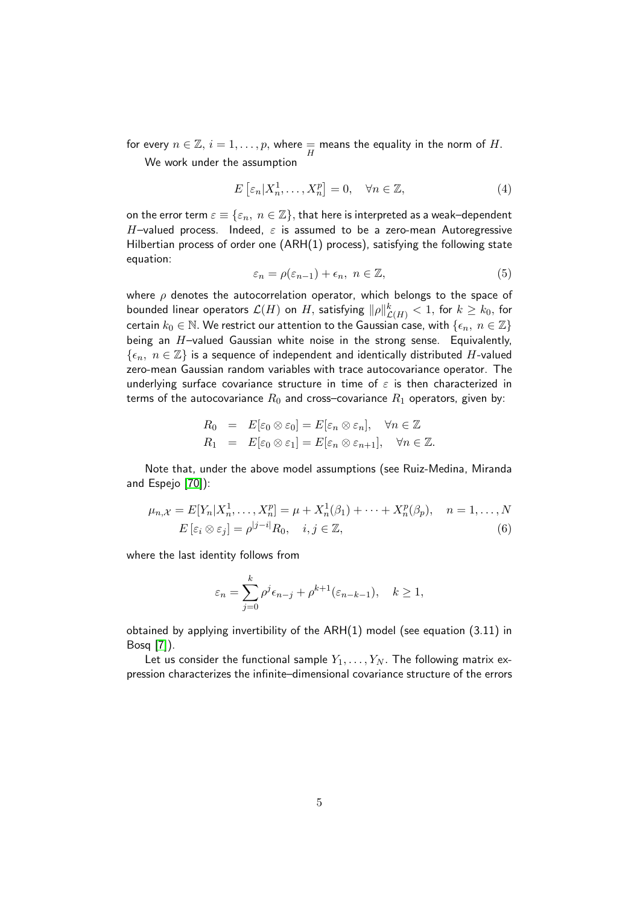for every $n \in \mathbb{Z}$, $i = 1, \ldots, p$, where $\underset{H}{=}$ means the equality in the norm of $H$.

We work under the assumption

$$E\left[\varepsilon_n | X_n^1, \ldots, X_n^p\right] = 0, \quad \forall n \in \mathbb{Z}, \tag{4}$$

on the error term $\varepsilon \equiv \{\varepsilon_n,\ n \in \mathbb{Z}\}$, that here is interpreted as a weak–dependent $H$–valued process. Indeed, $\varepsilon$ is assumed to be a zero-mean Autoregressive Hilbertian process of order one (ARH(1) process), satisfying the following state equation:

$$\varepsilon_n = \rho(\varepsilon_{n-1}) + \epsilon_n,\ n \in \mathbb{Z}, \tag{5}$$

where $\rho$ denotes the autocorrelation operator, which belongs to the space of bounded linear operators $\mathcal{L}(H)$ on $H$, satisfying $\|\rho\|_{\mathcal{L}(H)}^k < 1$, for $k \geq k_0$, for certain $k_0 \in \mathbb{N}$. We restrict our attention to the Gaussian case, with $\{\epsilon_n,\ n \in \mathbb{Z}\}$ being an $H$–valued Gaussian white noise in the strong sense. Equivalently, $\{\epsilon_n,\ n \in \mathbb{Z}\}$ is a sequence of independent and identically distributed $H$-valued zero-mean Gaussian random variables with trace autocovariance operator. The underlying surface covariance structure in time of $\varepsilon$ is then characterized in terms of the autocovariance $R_0$ and cross–covariance $R_1$ operators, given by:

$$\begin{aligned}
R_0 &= E[\varepsilon_0 \otimes \varepsilon_0] = E[\varepsilon_n \otimes \varepsilon_n], \quad \forall n \in \mathbb{Z} \\
R_1 &= E[\varepsilon_0 \otimes \varepsilon_1] = E[\varepsilon_n \otimes \varepsilon_{n+1}], \quad \forall n \in \mathbb{Z}.
\end{aligned}$$

Note that, under the above model assumptions (see Ruiz-Medina, Miranda and Espejo [70]):

$$\begin{aligned}
\mu_{n,\mathcal{X}} = E[Y_n | X_n^1, \ldots, X_n^p] &= \mu + X_n^1(\beta_1) + \cdots + X_n^p(\beta_p), \quad n = 1, \ldots, N \\
E\left[\varepsilon_i \otimes \varepsilon_j\right] &= \rho^{|j-i|} R_0, \quad i, j \in \mathbb{Z},
\end{aligned} \tag{6}$$

where the last identity follows from

$$\varepsilon_n = \sum_{j=0}^{k} \rho^j \epsilon_{n-j} + \rho^{k+1}(\varepsilon_{n-k-1}), \quad k \geq 1,$$

obtained by applying invertibility of the ARH(1) model (see equation (3.11) in Bosq [7]).

Let us consider the functional sample $Y_1, \ldots, Y_N$. The following matrix expression characterizes the infinite–dimensional covariance structure of the errors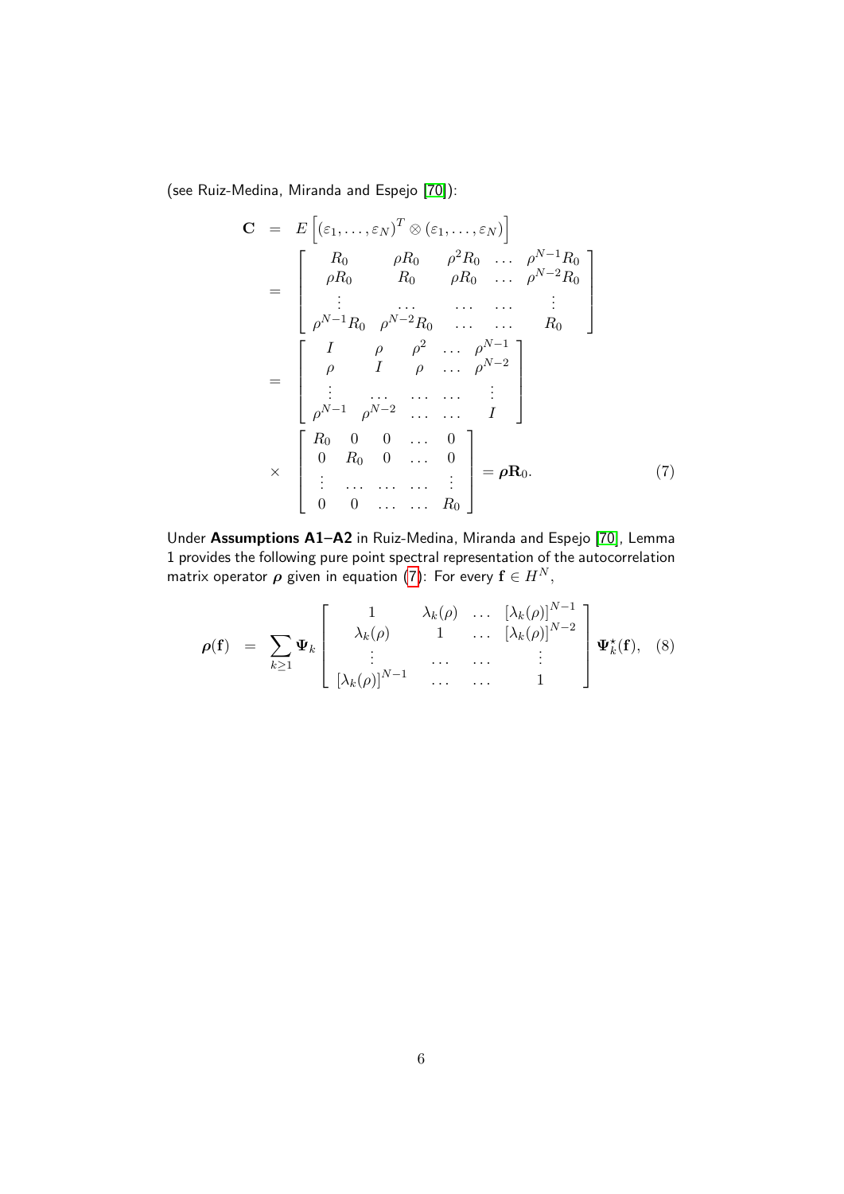(see Ruiz-Medina, Miranda and Espejo [70]):

$$
\begin{aligned}
\mathbf{C} &= E\left[(\varepsilon_1,\dots,\varepsilon_N)^T \otimes (\varepsilon_1,\dots,\varepsilon_N)\right] \\
&= \begin{bmatrix} R_0 & \rho R_0 & \rho^2 R_0 & \dots & \rho^{N-1} R_0 \\ \rho R_0 & R_0 & \rho R_0 & \dots & \rho^{N-2} R_0 \\ \vdots & \dots & \dots & \dots & \vdots \\ \rho^{N-1} R_0 & \rho^{N-2} R_0 & \dots & \dots & R_0 \end{bmatrix} \\
&= \begin{bmatrix} I & \rho & \rho^2 & \dots & \rho^{N-1} \\ \rho & I & \rho & \dots & \rho^{N-2} \\ \vdots & \dots & \dots & \dots & \vdots \\ \rho^{N-1} & \rho^{N-2} & \dots & \dots & I \end{bmatrix} \\
&\times \begin{bmatrix} R_0 & 0 & 0 & \dots & 0 \\ 0 & R_0 & 0 & \dots & 0 \\ \vdots & \dots & \dots & \dots & \vdots \\ 0 & 0 & \dots & \dots & R_0 \end{bmatrix} = \boldsymbol{\rho}\mathbf{R}_0. \qquad (7)
\end{aligned}
$$

Under **Assumptions A1–A2** in Ruiz-Medina, Miranda and Espejo [70], Lemma 1 provides the following pure point spectral representation of the autocorrelation matrix operator $\boldsymbol{\rho}$ given in equation (7): For every $\mathbf{f} \in H^N$,

$$
\boldsymbol{\rho}(\mathbf{f}) = \sum_{k\geq 1} \boldsymbol{\Psi}_k \begin{bmatrix} 1 & \lambda_k(\rho) & \dots & [\lambda_k(\rho)]^{N-1} \\ \lambda_k(\rho) & 1 & \dots & [\lambda_k(\rho)]^{N-2} \\ \vdots & \dots & \dots & \vdots \\ [\lambda_k(\rho)]^{N-1} & \dots & \dots & 1 \end{bmatrix} \boldsymbol{\Psi}_k^{\star}(\mathbf{f}), \quad (8)
$$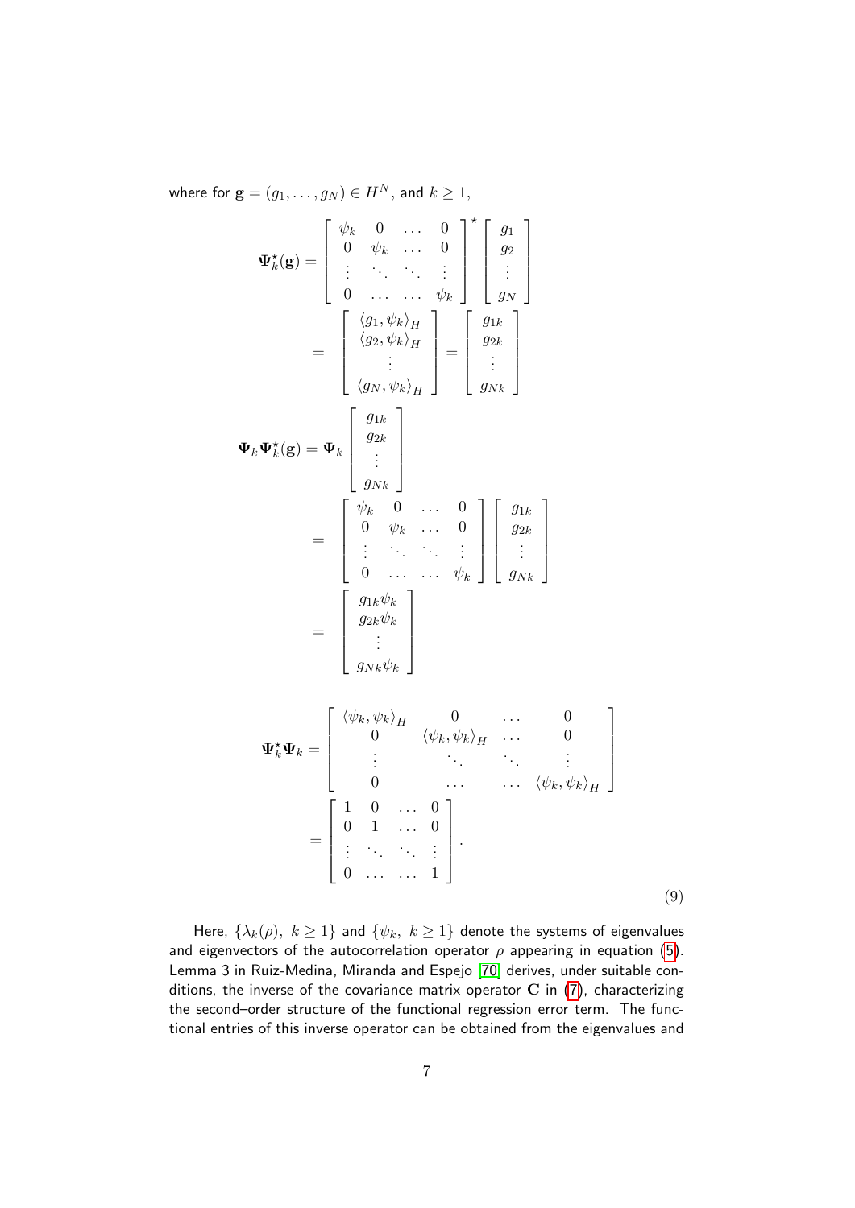where for $\mathbf{g} = (g_1, \dots, g_N) \in H^N$, and $k \geq 1$,

$$
\begin{aligned}
\mathbf{\Psi}_k^{\star}(\mathbf{g}) &= \begin{bmatrix} \psi_k & 0 & \dots & 0 \\ 0 & \psi_k & \dots & 0 \\ \vdots & \ddots & \ddots & \vdots \\ 0 & \dots & \dots & \psi_k \end{bmatrix}^{\star} \begin{bmatrix} g_1 \\ g_2 \\ \vdots \\ g_N \end{bmatrix} \\
&= \begin{bmatrix} \langle g_1, \psi_k \rangle_H \\ \langle g_2, \psi_k \rangle_H \\ \vdots \\ \langle g_N, \psi_k \rangle_H \end{bmatrix} = \begin{bmatrix} g_{1k} \\ g_{2k} \\ \vdots \\ g_{Nk} \end{bmatrix} \\
\mathbf{\Psi}_k \mathbf{\Psi}_k^{\star}(\mathbf{g}) &= \mathbf{\Psi}_k \begin{bmatrix} g_{1k} \\ g_{2k} \\ \vdots \\ g_{Nk} \end{bmatrix} \\
&= \begin{bmatrix} \psi_k & 0 & \dots & 0 \\ 0 & \psi_k & \dots & 0 \\ \vdots & \ddots & \ddots & \vdots \\ 0 & \dots & \dots & \psi_k \end{bmatrix} \begin{bmatrix} g_{1k} \\ g_{2k} \\ \vdots \\ g_{Nk} \end{bmatrix} \\
&= \begin{bmatrix} g_{1k}\psi_k \\ g_{2k}\psi_k \\ \vdots \\ g_{Nk}\psi_k \end{bmatrix}
\end{aligned}
$$

$$
\begin{aligned}
\mathbf{\Psi}_k^{\star} \mathbf{\Psi}_k &= \begin{bmatrix} \langle \psi_k, \psi_k \rangle_H & 0 & \dots & 0 \\ 0 & \langle \psi_k, \psi_k \rangle_H & \dots & 0 \\ \vdots & \ddots & \ddots & \vdots \\ 0 & \dots & \dots & \langle \psi_k, \psi_k \rangle_H \end{bmatrix} \\
&= \begin{bmatrix} 1 & 0 & \dots & 0 \\ 0 & 1 & \dots & 0 \\ \vdots & \ddots & \ddots & \vdots \\ 0 & \dots & \dots & 1 \end{bmatrix}.
\end{aligned} \tag{9}
$$

Here, $\{\lambda_k(\rho),\ k \geq 1\}$ and $\{\psi_k,\ k \geq 1\}$ denote the systems of eigenvalues and eigenvectors of the autocorrelation operator $\rho$ appearing in equation (5). Lemma 3 in Ruiz-Medina, Miranda and Espejo [70] derives, under suitable conditions, the inverse of the covariance matrix operator $\mathbf{C}$ in (7), characterizing the second–order structure of the functional regression error term. The functional entries of this inverse operator can be obtained from the eigenvalues and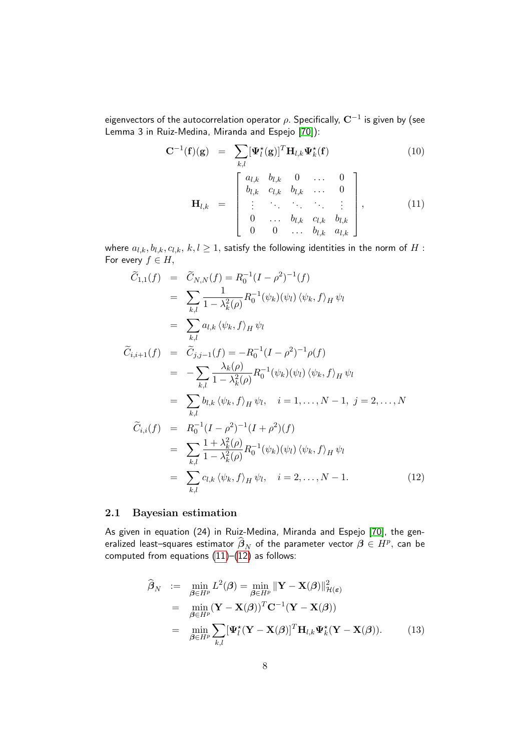eigenvectors of the autocorrelation operator $\rho$. Specifically, $\mathbf{C}^{-1}$ is given by (see Lemma 3 in Ruiz-Medina, Miranda and Espejo [70]):

$$
\begin{aligned}
\mathbf{C}^{-1}(\mathbf{f})(\mathbf{g}) &= \sum_{k,l} [\mathbf{\Psi}_l^{\star}(\mathbf{g})]^T \mathbf{H}_{l,k} \mathbf{\Psi}_k^{\star}(\mathbf{f}) \qquad (10) \\
\mathbf{H}_{l,k} &= \begin{bmatrix} a_{l,k} & b_{l,k} & 0 & \dots & 0 \\ b_{l,k} & c_{l,k} & b_{l,k} & \dots & 0 \\ \vdots & \ddots & \ddots & \ddots & \vdots \\ 0 & \dots & b_{l,k} & c_{l,k} & b_{l,k} \\ 0 & 0 & \dots & b_{l,k} & a_{l,k} \end{bmatrix}, \qquad (11)
\end{aligned}
$$

where $a_{l,k}, b_{l,k}, c_{l,k}$, $k, l \geq 1$, satisfy the following identities in the norm of $H$ : For every $f \in H$,

$$
\begin{aligned}
\widetilde{C}_{1,1}(f) &= \widetilde{C}_{N,N}(f) = R_0^{-1}(I - \rho^2)^{-1}(f) \\
&= \sum_{k,l} \frac{1}{1 - \lambda_k^2(\rho)} R_0^{-1}(\psi_k)(\psi_l) \langle \psi_k, f \rangle_H \psi_l \\
&= \sum_{k,l} a_{l,k} \langle \psi_k, f \rangle_H \psi_l \\
\widetilde{C}_{i,i+1}(f) &= \widetilde{C}_{j,j-1}(f) = -R_0^{-1}(I - \rho^2)^{-1}\rho(f) \\
&= -\sum_{k,l} \frac{\lambda_k(\rho)}{1 - \lambda_k^2(\rho)} R_0^{-1}(\psi_k)(\psi_l) \langle \psi_k, f \rangle_H \psi_l \\
&= \sum_{k,l} b_{l,k} \langle \psi_k, f \rangle_H \psi_l, \quad i = 1, \dots, N-1, \ j = 2, \dots, N \\
\widetilde{C}_{i,i}(f) &= R_0^{-1}(I - \rho^2)^{-1}(I + \rho^2)(f) \\
&= \sum_{k,l} \frac{1 + \lambda_k^2(\rho)}{1 - \lambda_k^2(\rho)} R_0^{-1}(\psi_k)(\psi_l) \langle \psi_k, f \rangle_H \psi_l \\
&= \sum_{k,l} c_{l,k} \langle \psi_k, f \rangle_H \psi_l, \quad i = 2, \dots, N-1. \qquad (12)
\end{aligned}
$$

## 2.1 Bayesian estimation

As given in equation (24) in Ruiz-Medina, Miranda and Espejo [70], the generalized least–squares estimator $\widehat{\boldsymbol{\beta}}_N$ of the parameter vector $\boldsymbol{\beta} \in H^p$, can be computed from equations (11)–(12) as follows:

$$
\begin{aligned}
\widehat{\boldsymbol{\beta}}_N &:= \min_{\boldsymbol{\beta} \in H^p} L^2(\boldsymbol{\beta}) = \min_{\boldsymbol{\beta} \in H^p} \|\mathbf{Y} - \mathbf{X}(\boldsymbol{\beta})\|^2_{\mathcal{H}(\boldsymbol{\varepsilon})} \\
&= \min_{\boldsymbol{\beta} \in H^p} (\mathbf{Y} - \mathbf{X}(\boldsymbol{\beta}))^T \mathbf{C}^{-1} (\mathbf{Y} - \mathbf{X}(\boldsymbol{\beta})) \\
&= \min_{\boldsymbol{\beta} \in H^p} \sum_{k,l} [\mathbf{\Psi}_l^{\star}(\mathbf{Y} - \mathbf{X}(\boldsymbol{\beta})]^T \mathbf{H}_{l,k} \mathbf{\Psi}_k^{\star}(\mathbf{Y} - \mathbf{X}(\boldsymbol{\beta})). \qquad (13)
\end{aligned}
$$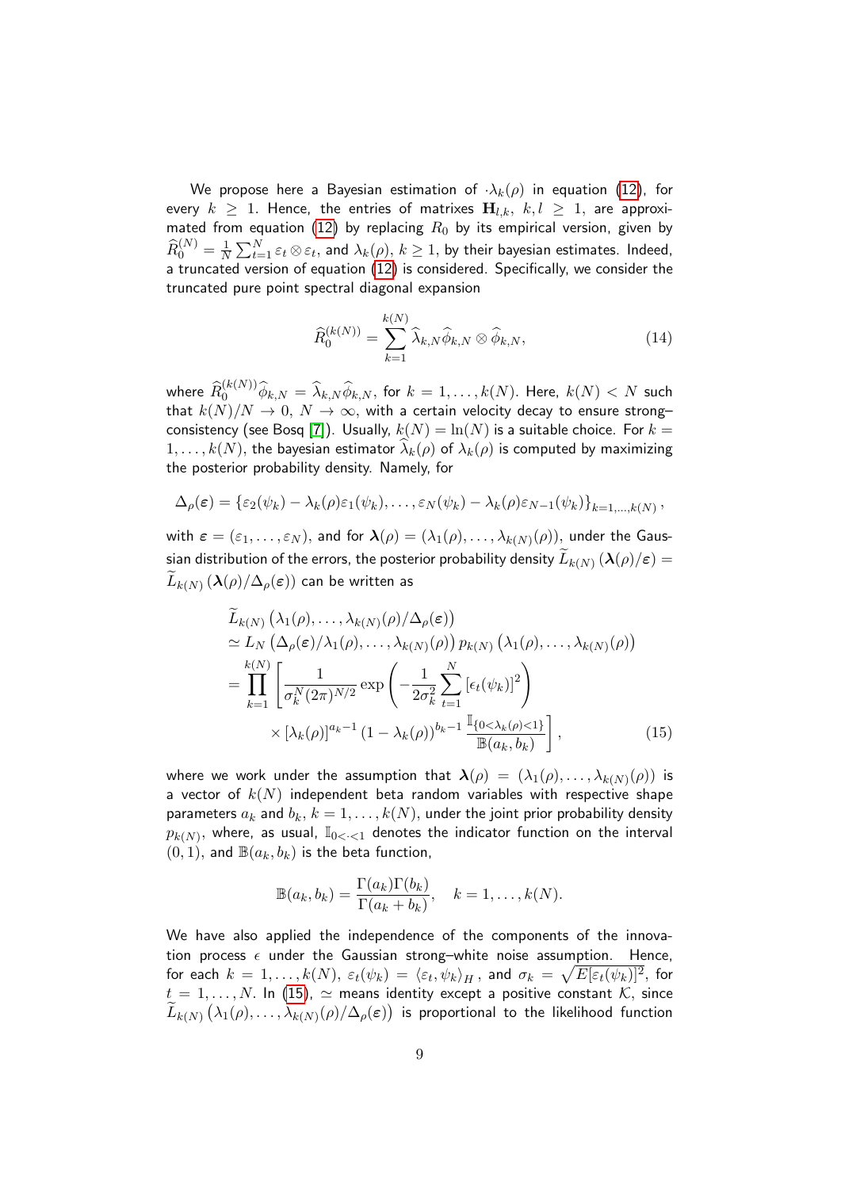We propose here a Bayesian estimation of $\cdot\lambda_k(\rho)$ in equation (12), for every $k \geq 1$. Hence, the entries of matrixes $\mathbf{H}_{l,k},\ k,l \geq 1$, are approximated from equation (12) by replacing $R_0$ by its empirical version, given by $\widehat{R}_0^{(N)} = \frac{1}{N}\sum_{t=1}^{N} \varepsilon_t \otimes \varepsilon_t$, and $\lambda_k(\rho)$, $k \geq 1$, by their bayesian estimates. Indeed, a truncated version of equation (12) is considered. Specifically, we consider the truncated pure point spectral diagonal expansion

$$
\widehat{R}_0^{(k(N))} = \sum_{k=1}^{k(N)} \widehat{\lambda}_{k,N} \widehat{\phi}_{k,N} \otimes \widehat{\phi}_{k,N}, \tag{14}
$$

where $\widehat{R}_0^{(k(N))}\widehat{\phi}_{k,N} = \widehat{\lambda}_{k,N}\widehat{\phi}_{k,N}$, for $k = 1,\dots,k(N)$. Here, $k(N) < N$ such that $k(N)/N \to 0$, $N \to \infty$, with a certain velocity decay to ensure strong–consistency (see Bosq [7]). Usually, $k(N) = \ln(N)$ is a suitable choice. For $k = 1,\dots,k(N)$, the bayesian estimator $\widehat{\lambda}_k(\rho)$ of $\lambda_k(\rho)$ is computed by maximizing the posterior probability density. Namely, for

$$
\Delta_\rho(\boldsymbol{\varepsilon}) = \left\{\varepsilon_2(\psi_k) - \lambda_k(\rho)\varepsilon_1(\psi_k), \dots, \varepsilon_N(\psi_k) - \lambda_k(\rho)\varepsilon_{N-1}(\psi_k)\right\}_{k=1,\dots,k(N)},
$$

with $\boldsymbol{\varepsilon} = (\varepsilon_1,\dots,\varepsilon_N)$, and for $\boldsymbol{\lambda}(\rho) = (\lambda_1(\rho),\dots,\lambda_{k(N)}(\rho))$, under the Gaussian distribution of the errors, the posterior probability density $\widetilde{L}_{k(N)}\left(\boldsymbol{\lambda}(\rho)/\boldsymbol{\varepsilon}\right) = \widetilde{L}_{k(N)}\left(\boldsymbol{\lambda}(\rho)/\Delta_\rho(\boldsymbol{\varepsilon})\right)$ can be written as

$$
\begin{aligned}
&\widetilde{L}_{k(N)}\left(\lambda_1(\rho),\dots,\lambda_{k(N)}(\rho)/\Delta_\rho(\boldsymbol{\varepsilon})\right) \\
&\simeq L_N\left(\Delta_\rho(\boldsymbol{\varepsilon})/\lambda_1(\rho),\dots,\lambda_{k(N)}(\rho)\right) p_{k(N)}\left(\lambda_1(\rho),\dots,\lambda_{k(N)}(\rho)\right) \\
&= \prod_{k=1}^{k(N)} \left[\frac{1}{\sigma_k^N (2\pi)^{N/2}} \exp\left(-\frac{1}{2\sigma_k^2}\sum_{t=1}^{N}\left[\epsilon_t(\psi_k)\right]^2\right)\right. \\
&\qquad \left. \times \left[\lambda_k(\rho)\right]^{a_k-1}\left(1-\lambda_k(\rho)\right)^{b_k-1} \frac{\mathbb{I}_{\{0<\lambda_k(\rho)<1\}}}{\mathbb{B}(a_k,b_k)}\right],
\end{aligned} \tag{15}
$$

where we work under the assumption that $\boldsymbol{\lambda}(\rho) = (\lambda_1(\rho),\dots,\lambda_{k(N)}(\rho))$ is a vector of $k(N)$ independent beta random variables with respective shape parameters $a_k$ and $b_k$, $k = 1,\dots,k(N)$, under the joint prior probability density $p_{k(N)}$, where, as usual, $\mathbb{I}_{0<\cdot<1}$ denotes the indicator function on the interval $(0,1)$, and $\mathbb{B}(a_k,b_k)$ is the beta function,

$$
\mathbb{B}(a_k,b_k) = \frac{\Gamma(a_k)\Gamma(b_k)}{\Gamma(a_k+b_k)}, \quad k = 1,\dots,k(N).
$$

We have also applied the independence of the components of the innovation process $\epsilon$ under the Gaussian strong–white noise assumption. Hence, for each $k = 1,\dots,k(N)$, $\varepsilon_t(\psi_k) = \langle \varepsilon_t, \psi_k\rangle_H$, and $\sigma_k = \sqrt{E[\varepsilon_t(\psi_k)]^2}$, for $t = 1,\dots,N$. In (15), $\simeq$ means identity except a positive constant $\mathcal{K}$, since $\widetilde{L}_{k(N)}\left(\lambda_1(\rho),\dots,\lambda_{k(N)}(\rho)/\Delta_\rho(\boldsymbol{\varepsilon})\right)$ is proportional to the likelihood function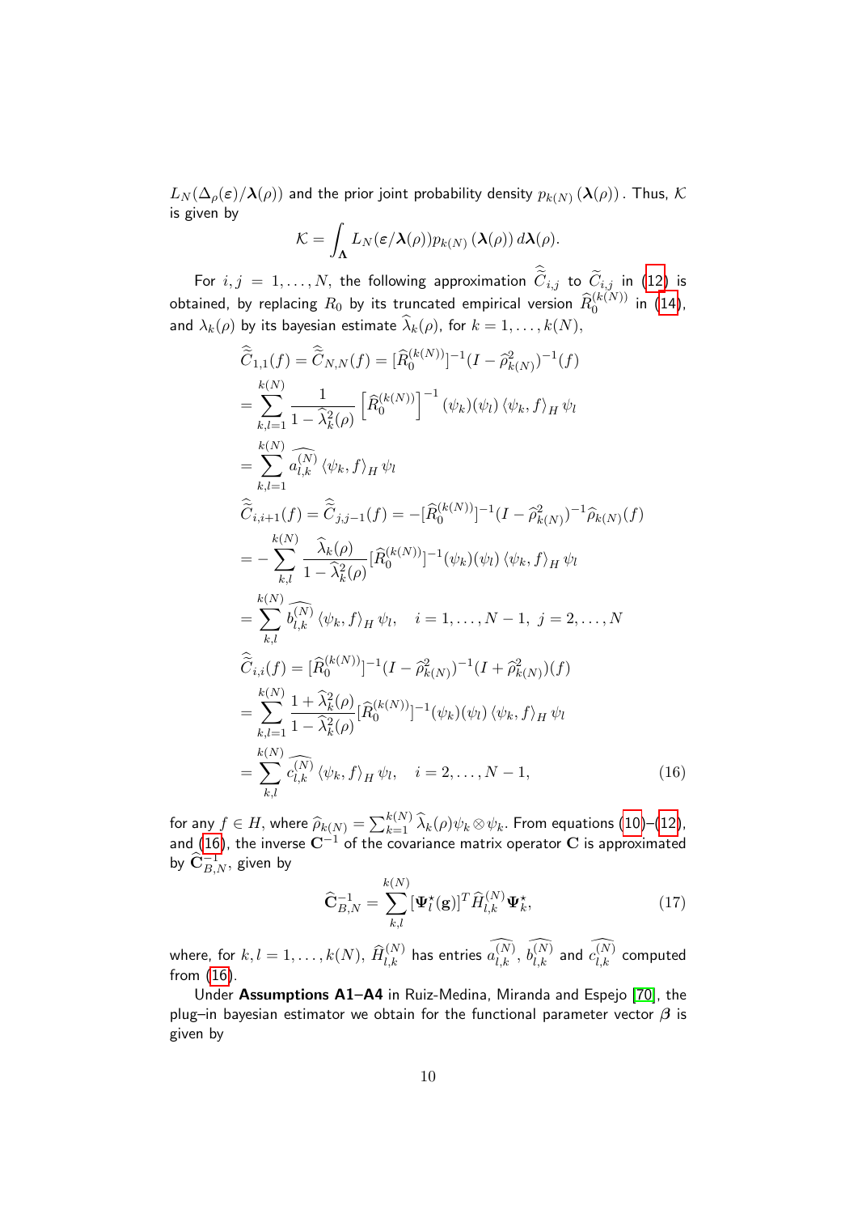$L_N(\Delta_\rho(\boldsymbol{\varepsilon})/\boldsymbol{\lambda}(\rho))$ and the prior joint probability density $p_{k(N)}(\boldsymbol{\lambda}(\rho))$. Thus, $\mathcal{K}$ is given by

$$\mathcal{K} = \int_{\boldsymbol{\Lambda}} L_N(\boldsymbol{\varepsilon}/\boldsymbol{\lambda}(\rho)) p_{k(N)}(\boldsymbol{\lambda}(\rho))\, d\boldsymbol{\lambda}(\rho).$$

For $i,j = 1,\dots,N$, the following approximation $\widehat{\widetilde{C}}_{i,j}$ to $\widetilde{C}_{i,j}$ in (12) is obtained, by replacing $R_0$ by its truncated empirical version $\widehat{R}_0^{(k(N))}$ in (14), and $\lambda_k(\rho)$ by its bayesian estimate $\widehat{\lambda}_k(\rho)$, for $k=1,\dots,k(N)$,

$$\begin{aligned}
\widehat{\widetilde{C}}_{1,1}(f) &= \widehat{\widetilde{C}}_{N,N}(f) = [\widehat{R}_0^{(k(N))}]^{-1}(I - \widehat{\rho}_{k(N)}^2)^{-1}(f) \\
&= \sum_{k,l=1}^{k(N)} \frac{1}{1-\widehat{\lambda}_k^2(\rho)} \left[\widehat{R}_0^{(k(N))}\right]^{-1}(\psi_k)(\psi_l)\,\langle \psi_k, f\rangle_H\, \psi_l \\
&= \sum_{k,l=1}^{k(N)} \widehat{a_{l,k}^{(N)}}\,\langle \psi_k, f\rangle_H\, \psi_l \\
\widehat{\widetilde{C}}_{i,i+1}(f) &= \widehat{\widetilde{C}}_{j,j-1}(f) = -[\widehat{R}_0^{(k(N))}]^{-1}(I - \widehat{\rho}_{k(N)}^2)^{-1}\widehat{\rho}_{k(N)}(f) \\
&= -\sum_{k,l}^{k(N)} \frac{\widehat{\lambda}_k(\rho)}{1-\widehat{\lambda}_k^2(\rho)}[\widehat{R}_0^{(k(N))}]^{-1}(\psi_k)(\psi_l)\,\langle \psi_k, f\rangle_H\, \psi_l \\
&= \sum_{k,l}^{k(N)} \widehat{b_{l,k}^{(N)}}\,\langle \psi_k, f\rangle_H\, \psi_l, \quad i=1,\dots,N-1,\ j=2,\dots,N \\
\widehat{\widetilde{C}}_{i,i}(f) &= [\widehat{R}_0^{(k(N))}]^{-1}(I - \widehat{\rho}_{k(N)}^2)^{-1}(I + \widehat{\rho}_{k(N)}^2)(f) \\
&= \sum_{k,l=1}^{k(N)} \frac{1+\widehat{\lambda}_k^2(\rho)}{1-\widehat{\lambda}_k^2(\rho)}[\widehat{R}_0^{(k(N))}]^{-1}(\psi_k)(\psi_l)\,\langle \psi_k, f\rangle_H\, \psi_l \\
&= \sum_{k,l}^{k(N)} \widehat{c_{l,k}^{(N)}}\,\langle \psi_k, f\rangle_H\, \psi_l, \quad i=2,\dots,N-1,
\end{aligned} \tag{16}$$

for any $f \in H$, where $\widehat{\rho}_{k(N)} = \sum_{k=1}^{k(N)} \widehat{\lambda}_k(\rho)\psi_k \otimes \psi_k$. From equations (10)–(12), and (16), the inverse $\mathbf{C}^{-1}$ of the covariance matrix operator $\mathbf{C}$ is approximated by $\widehat{\mathbf{C}}_{B,N}^{-1}$, given by

$$\widehat{\mathbf{C}}_{B,N}^{-1} = \sum_{k,l}^{k(N)} [\boldsymbol{\Psi}_l^{\star}(\mathbf{g})]^T \widehat{H}_{l,k}^{(N)} \boldsymbol{\Psi}_k^{\star}, \tag{17}$$

where, for $k,l = 1,\dots,k(N)$, $\widehat{H}_{l,k}^{(N)}$ has entries $\widehat{a_{l,k}^{(N)}}$, $\widehat{b_{l,k}^{(N)}}$ and $\widehat{c_{l,k}^{(N)}}$ computed from (16).

Under **Assumptions A1–A4** in Ruiz-Medina, Miranda and Espejo [70], the plug–in bayesian estimator we obtain for the functional parameter vector $\boldsymbol{\beta}$ is given by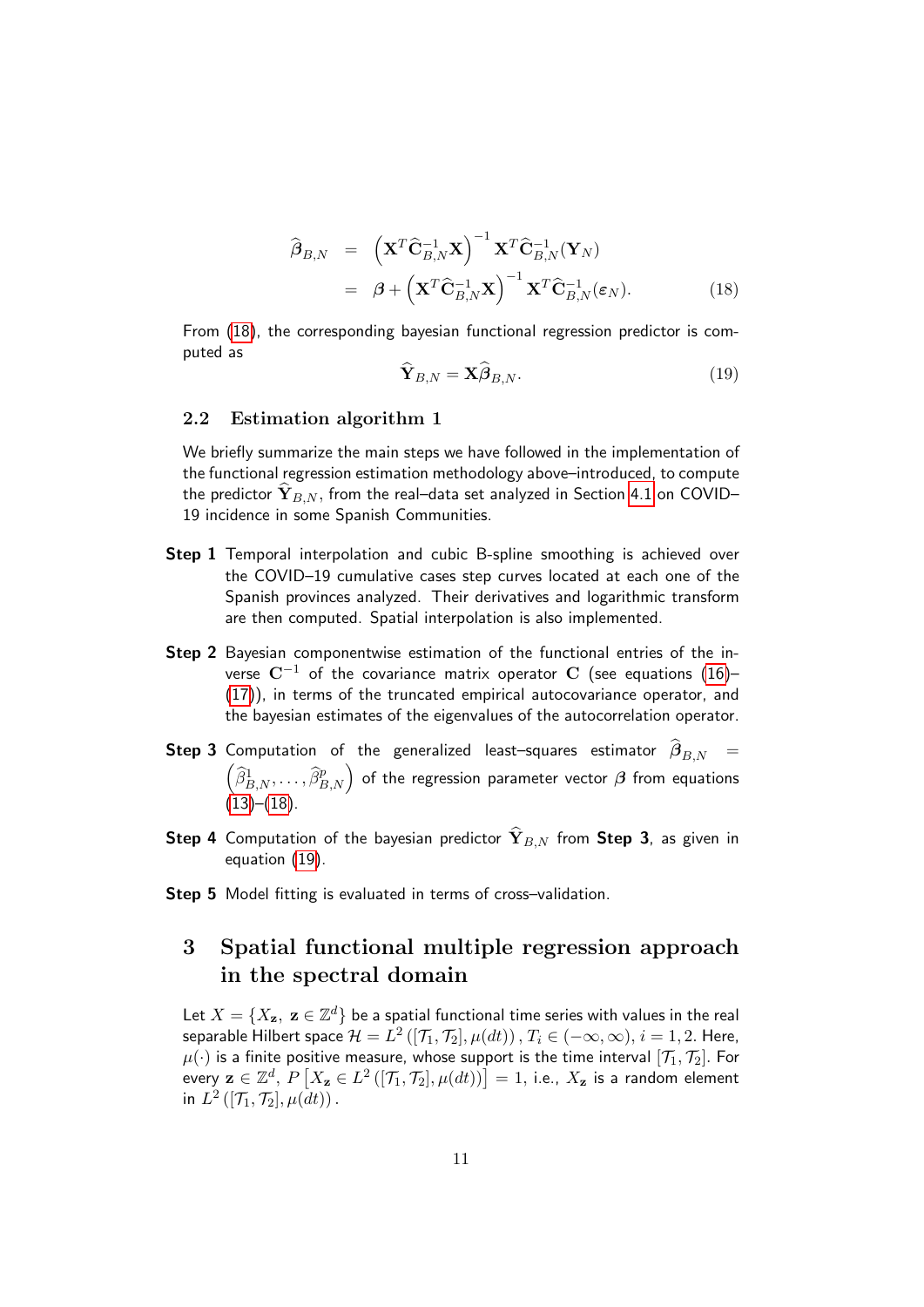$$
\begin{aligned}
\widehat{\boldsymbol{\beta}}_{B,N} &= \left(\mathbf{X}^T \widehat{\mathbf{C}}_{B,N}^{-1} \mathbf{X}\right)^{-1} \mathbf{X}^T \widehat{\mathbf{C}}_{B,N}^{-1}(\mathbf{Y}_N) \\
&= \boldsymbol{\beta} + \left(\mathbf{X}^T \widehat{\mathbf{C}}_{B,N}^{-1} \mathbf{X}\right)^{-1} \mathbf{X}^T \widehat{\mathbf{C}}_{B,N}^{-1}(\boldsymbol{\varepsilon}_N). \qquad (18)
\end{aligned}
$$

From (18), the corresponding bayesian functional regression predictor is computed as

$$
\widehat{\mathbf{Y}}_{B,N} = \mathbf{X}\widehat{\boldsymbol{\beta}}_{B,N}. \qquad (19)
$$

### 2.2 Estimation algorithm 1

We briefly summarize the main steps we have followed in the implementation of the functional regression estimation methodology above–introduced, to compute the predictor $\widehat{\mathbf{Y}}_{B,N}$, from the real–data set analyzed in Section 4.1 on COVID–19 incidence in some Spanish Communities.

**Step 1** Temporal interpolation and cubic B-spline smoothing is achieved over the COVID–19 cumulative cases step curves located at each one of the Spanish provinces analyzed. Their derivatives and logarithmic transform are then computed. Spatial interpolation is also implemented.

**Step 2** Bayesian componentwise estimation of the functional entries of the inverse $\mathbf{C}^{-1}$ of the covariance matrix operator $\mathbf{C}$ (see equations (16)–(17)), in terms of the truncated empirical autocovariance operator, and the bayesian estimates of the eigenvalues of the autocorrelation operator.

**Step 3** Computation of the generalized least–squares estimator $\widehat{\boldsymbol{\beta}}_{B,N} = \left(\widehat{\beta}_{B,N}^1, \ldots, \widehat{\beta}_{B,N}^p\right)$ of the regression parameter vector $\boldsymbol{\beta}$ from equations (13)–(18).

**Step 4** Computation of the bayesian predictor $\widehat{\mathbf{Y}}_{B,N}$ from **Step 3**, as given in equation (19).

**Step 5** Model fitting is evaluated in terms of cross–validation.

## 3 Spatial functional multiple regression approach in the spectral domain

Let $X = \{X_{\mathbf{z}},\ \mathbf{z} \in \mathbb{Z}^d\}$ be a spatial functional time series with values in the real separable Hilbert space $\mathcal{H} = L^2([\mathcal{T}_1, \mathcal{T}_2], \mu(dt))$, $T_i \in (-\infty, \infty)$, $i = 1, 2$. Here, $\mu(\cdot)$ is a finite positive measure, whose support is the time interval $[\mathcal{T}_1, \mathcal{T}_2]$. For every $\mathbf{z} \in \mathbb{Z}^d$, $P\left[X_{\mathbf{z}} \in L^2([\mathcal{T}_1, \mathcal{T}_2], \mu(dt))\right] = 1$, i.e., $X_{\mathbf{z}}$ is a random element in $L^2([\mathcal{T}_1, \mathcal{T}_2], \mu(dt))$.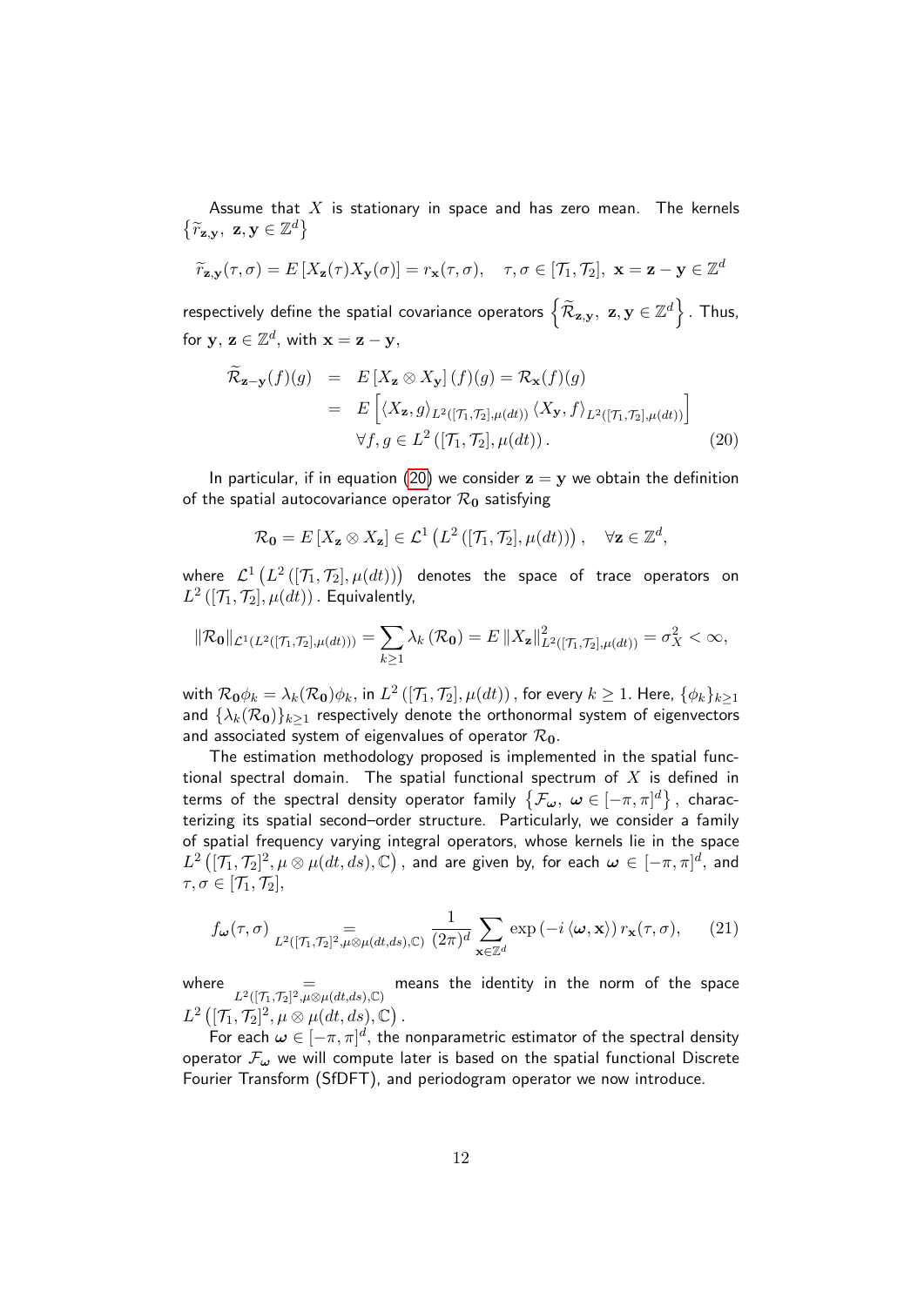Assume that $X$ is stationary in space and has zero mean. The kernels $\left\{\widetilde{r}_{\mathbf{z},\mathbf{y}},\ \mathbf{z},\mathbf{y} \in \mathbb{Z}^d\right\}$

$$\widetilde{r}_{\mathbf{z},\mathbf{y}}(\tau,\sigma) = E\left[X_{\mathbf{z}}(\tau)X_{\mathbf{y}}(\sigma)\right] = r_{\mathbf{x}}(\tau,\sigma), \quad \tau,\sigma \in [\mathcal{T}_1,\mathcal{T}_2],\ \mathbf{x} = \mathbf{z}-\mathbf{y} \in \mathbb{Z}^d$$

respectively define the spatial covariance operators $\left\{\widetilde{\mathcal{R}}_{\mathbf{z},\mathbf{y}},\ \mathbf{z},\mathbf{y} \in \mathbb{Z}^d\right\}$. Thus, for $\mathbf{y},\ \mathbf{z} \in \mathbb{Z}^d$, with $\mathbf{x} = \mathbf{z}-\mathbf{y}$,

$$\begin{aligned}
\widetilde{\mathcal{R}}_{\mathbf{z}-\mathbf{y}}(f)(g) &= E\left[X_{\mathbf{z}} \otimes X_{\mathbf{y}}\right](f)(g) = \mathcal{R}_{\mathbf{x}}(f)(g) \\
&= E\left[\langle X_{\mathbf{z}}, g\rangle_{L^2([\mathcal{T}_1,\mathcal{T}_2],\mu(dt))} \langle X_{\mathbf{y}}, f\rangle_{L^2([\mathcal{T}_1,\mathcal{T}_2],\mu(dt))}\right] \\
&\quad \forall f,g \in L^2\left([\mathcal{T}_1,\mathcal{T}_2],\mu(dt)\right).
\end{aligned} \tag{20}$$

In particular, if in equation (20) we consider $\mathbf{z} = \mathbf{y}$ we obtain the definition of the spatial autocovariance operator $\mathcal{R}_{\mathbf{0}}$ satisfying

$$\mathcal{R}_{\mathbf{0}} = E\left[X_{\mathbf{z}} \otimes X_{\mathbf{z}}\right] \in \mathcal{L}^1\left(L^2\left([\mathcal{T}_1,\mathcal{T}_2],\mu(dt)\right)\right), \quad \forall \mathbf{z} \in \mathbb{Z}^d,$$

where $\mathcal{L}^1\left(L^2\left([\mathcal{T}_1,\mathcal{T}_2],\mu(dt)\right)\right)$ denotes the space of trace operators on $L^2\left([\mathcal{T}_1,\mathcal{T}_2],\mu(dt)\right)$. Equivalently,

$$\|\mathcal{R}_{\mathbf{0}}\|_{\mathcal{L}^1(L^2([\mathcal{T}_1,\mathcal{T}_2],\mu(dt)))} = \sum_{k\geq 1} \lambda_k\left(\mathcal{R}_{\mathbf{0}}\right) = E\,\|X_{\mathbf{z}}\|^2_{L^2([\mathcal{T}_1,\mathcal{T}_2],\mu(dt))} = \sigma_X^2 < \infty,$$

with $\mathcal{R}_{\mathbf{0}}\phi_k = \lambda_k(\mathcal{R}_{\mathbf{0}})\phi_k$, in $L^2\left([\mathcal{T}_1,\mathcal{T}_2],\mu(dt)\right)$, for every $k \geq 1$. Here, $\{\phi_k\}_{k\geq 1}$ and $\{\lambda_k(\mathcal{R}_{\mathbf{0}})\}_{k\geq 1}$ respectively denote the orthonormal system of eigenvectors and associated system of eigenvalues of operator $\mathcal{R}_{\mathbf{0}}$.

The estimation methodology proposed is implemented in the spatial functional spectral domain. The spatial functional spectrum of $X$ is defined in terms of the spectral density operator family $\left\{\mathcal{F}_{\boldsymbol{\omega}},\ \boldsymbol{\omega} \in [-\pi,\pi]^d\right\}$, characterizing its spatial second–order structure. Particularly, we consider a family of spatial frequency varying integral operators, whose kernels lie in the space $L^2\left([\mathcal{T}_1,\mathcal{T}_2]^2, \mu\otimes\mu(dt,ds), \mathbb{C}\right)$, and are given by, for each $\boldsymbol{\omega} \in [-\pi,\pi]^d$, and $\tau,\sigma \in [\mathcal{T}_1,\mathcal{T}_2]$,

$$f_{\boldsymbol{\omega}}(\tau,\sigma) \underset{L^2([\mathcal{T}_1,\mathcal{T}_2]^2,\mu\otimes\mu(dt,ds),\mathbb{C})}{=} \frac{1}{(2\pi)^d} \sum_{\mathbf{x}\in\mathbb{Z}^d} \exp\left(-i\,\langle \boldsymbol{\omega}, \mathbf{x}\rangle\right) r_{\mathbf{x}}(\tau,\sigma), \tag{21}$$

where $\underset{L^2([\mathcal{T}_1,\mathcal{T}_2]^2,\mu\otimes\mu(dt,ds),\mathbb{C})}{=}$ means the identity in the norm of the space $L^2\left([\mathcal{T}_1,\mathcal{T}_2]^2, \mu\otimes\mu(dt,ds), \mathbb{C}\right)$.

For each $\boldsymbol{\omega} \in [-\pi,\pi]^d$, the nonparametric estimator of the spectral density operator $\mathcal{F}_{\boldsymbol{\omega}}$ we will compute later is based on the spatial functional Discrete Fourier Transform (SfDFT), and periodogram operator we now introduce.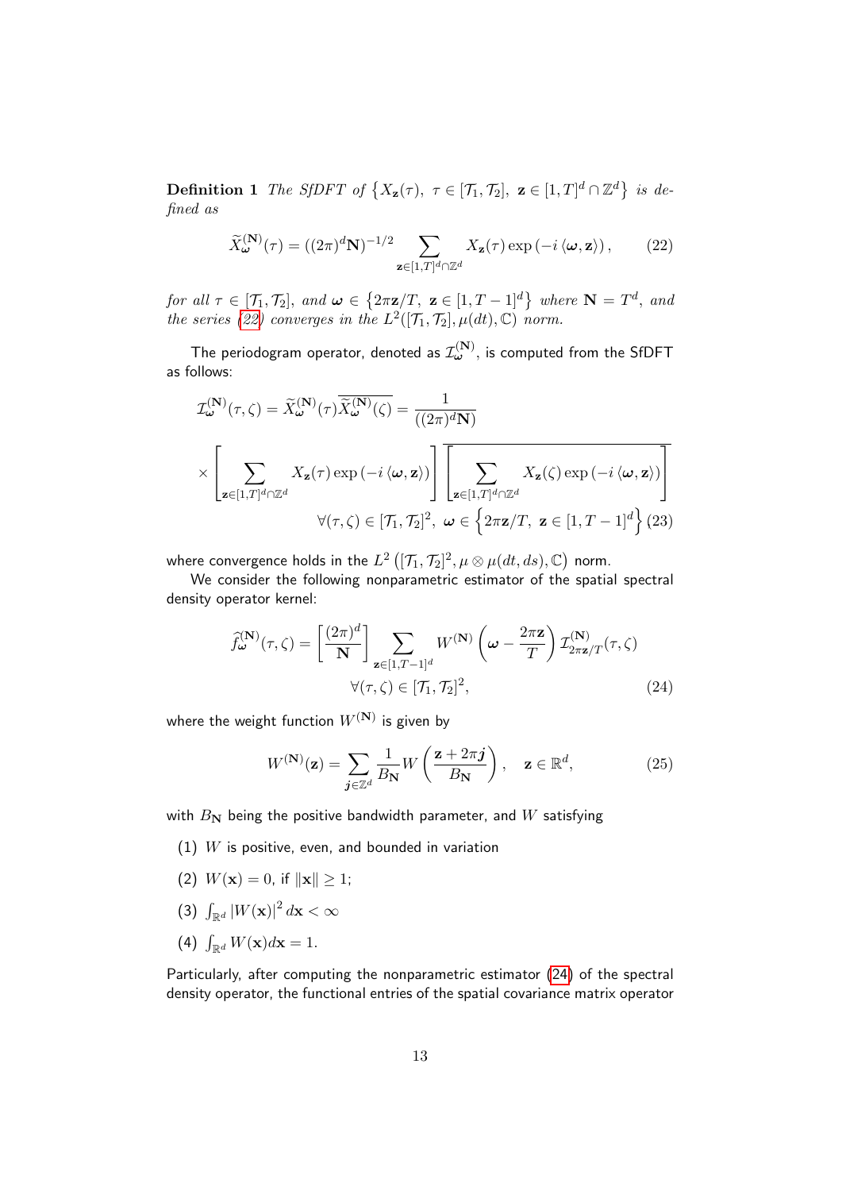**Definition 1** *The SfDFT of* $\left\{X_{\mathbf{z}}(\tau),\ \tau\in[\mathcal{T}_1,\mathcal{T}_2],\ \mathbf{z}\in[1,T]^d\cap\mathbb{Z}^d\right\}$ *is defined as*

$$\widetilde{X}_{\boldsymbol{\omega}}^{(\mathbf{N})}(\tau)=((2\pi)^d\mathbf{N})^{-1/2}\sum_{\mathbf{z}\in[1,T]^d\cap\mathbb{Z}^d}X_{\mathbf{z}}(\tau)\exp\left(-i\left\langle\boldsymbol{\omega},\mathbf{z}\right\rangle\right),\tag{22}$$

*for all* $\tau\in[\mathcal{T}_1,\mathcal{T}_2]$*, and* $\boldsymbol{\omega}\in\left\{2\pi\mathbf{z}/T,\ \mathbf{z}\in[1,T-1]^d\right\}$ *where* $\mathbf{N}=T^d$*, and the series (22) converges in the* $L^2([\mathcal{T}_1,\mathcal{T}_2],\mu(dt),\mathbb{C})$ *norm.*

The periodogram operator, denoted as $\mathcal{I}_{\boldsymbol{\omega}}^{(\mathbf{N})}$, is computed from the SfDFT as follows:

$$\mathcal{I}_{\boldsymbol{\omega}}^{(\mathbf{N})}(\tau,\zeta)=\widetilde{X}_{\boldsymbol{\omega}}^{(\mathbf{N})}(\tau)\overline{\widetilde{X}_{\boldsymbol{\omega}}^{(\mathbf{N})}(\zeta)}=\frac{1}{((2\pi)^d\mathbf{N})}$$

$$\times\left[\sum_{\mathbf{z}\in[1,T]^d\cap\mathbb{Z}^d}X_{\mathbf{z}}(\tau)\exp\left(-i\left\langle\boldsymbol{\omega},\mathbf{z}\right\rangle\right)\right]\overline{\left[\sum_{\mathbf{z}\in[1,T]^d\cap\mathbb{Z}^d}X_{\mathbf{z}}(\zeta)\exp\left(-i\left\langle\boldsymbol{\omega},\mathbf{z}\right\rangle\right)\right]}$$

$$\forall(\tau,\zeta)\in[\mathcal{T}_1,\mathcal{T}_2]^2,\ \boldsymbol{\omega}\in\left\{2\pi\mathbf{z}/T,\ \mathbf{z}\in[1,T-1]^d\right\}\tag{23}$$

where convergence holds in the $L^2\left([\mathcal{T}_1,\mathcal{T}_2]^2,\mu\otimes\mu(dt,ds),\mathbb{C}\right)$ norm.

We consider the following nonparametric estimator of the spatial spectral density operator kernel:

$$\widehat{f}_{\boldsymbol{\omega}}^{(\mathbf{N})}(\tau,\zeta)=\left[\frac{(2\pi)^d}{\mathbf{N}}\right]\sum_{\mathbf{z}\in[1,T-1]^d}W^{(\mathbf{N})}\left(\boldsymbol{\omega}-\frac{2\pi\mathbf{z}}{T}\right)\mathcal{I}_{2\pi\mathbf{z}/T}^{(\mathbf{N})}(\tau,\zeta)$$
$$\forall(\tau,\zeta)\in[\mathcal{T}_1,\mathcal{T}_2]^2,\tag{24}$$

where the weight function $W^{(\mathbf{N})}$ is given by

$$W^{(\mathbf{N})}(\mathbf{z})=\sum_{\boldsymbol{j}\in\mathbb{Z}^d}\frac{1}{B_{\mathbf{N}}}W\left(\frac{\mathbf{z}+2\pi\boldsymbol{j}}{B_{\mathbf{N}}}\right),\quad\mathbf{z}\in\mathbb{R}^d,\tag{25}$$

with $B_{\mathbf{N}}$ being the positive bandwidth parameter, and $W$ satisfying

(1) $W$ is positive, even, and bounded in variation

(2) $W(\mathbf{x})=0$, if $\|\mathbf{x}\|\geq 1$;

(3) $\int_{\mathbb{R}^d}|W(\mathbf{x})|^2\,d\mathbf{x}<\infty$

(4) $\int_{\mathbb{R}^d}W(\mathbf{x})d\mathbf{x}=1$.

Particularly, after computing the nonparametric estimator (24) of the spectral density operator, the functional entries of the spatial covariance matrix operator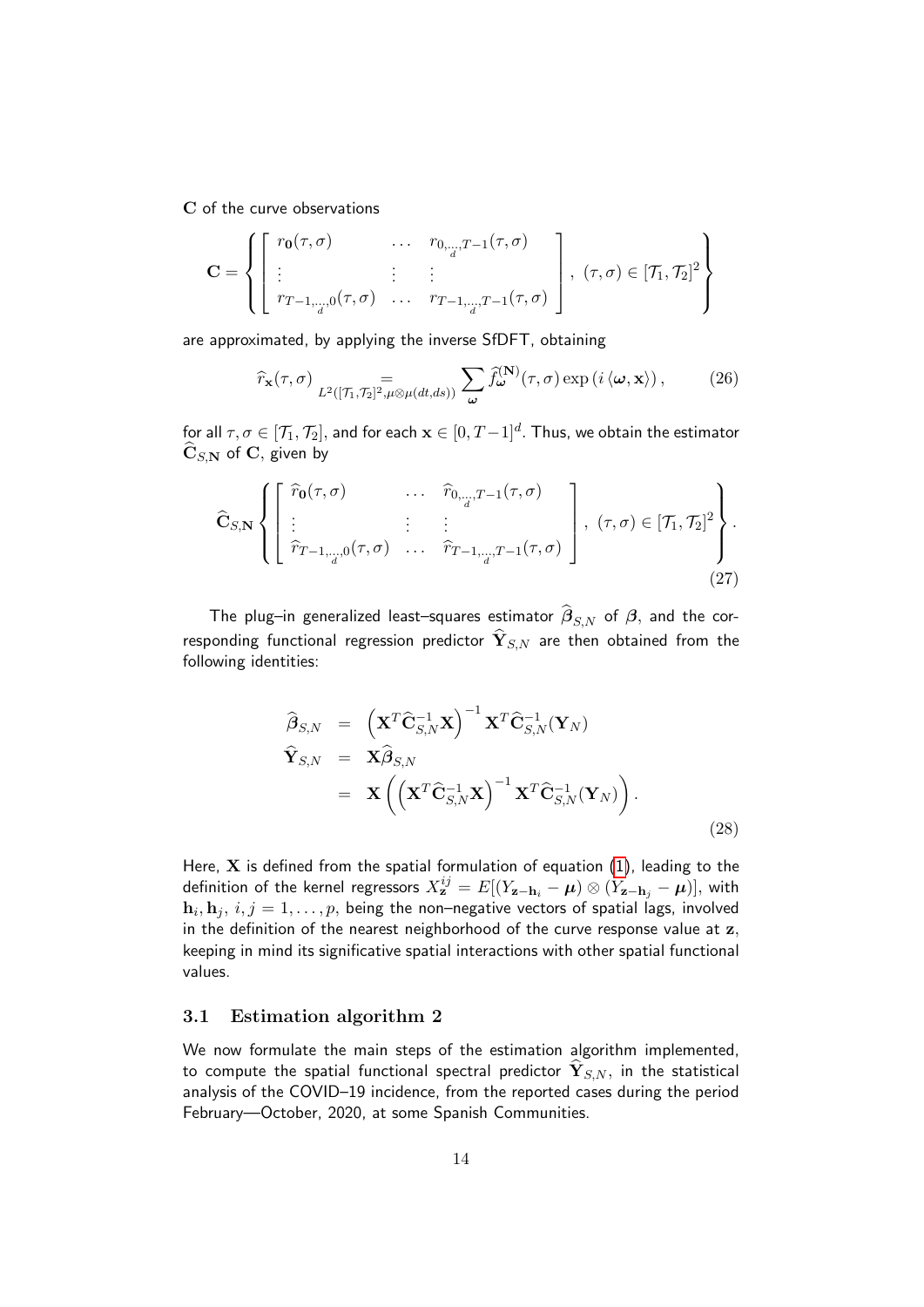$\mathbf{C}$ of the curve observations

$$
\mathbf{C} = \left\{ \begin{bmatrix} r_{\mathbf{0}}(\tau,\sigma) & \dots & r_{0,\underset{d}{\dots},T-1}(\tau,\sigma) \\ \vdots & \vdots & \vdots \\ r_{T-1,\underset{d}{\dots},0}(\tau,\sigma) & \dots & r_{T-1,\underset{d}{\dots},T-1}(\tau,\sigma) \end{bmatrix}, \ (\tau,\sigma) \in [\mathcal{T}_1, \mathcal{T}_2]^2 \right\}
$$

are approximated, by applying the inverse SfDFT, obtaining

$$
\widehat{r}_{\mathbf{x}}(\tau,\sigma) \underset{L^2([\mathcal{T}_1,\mathcal{T}_2]^2,\mu\otimes\mu(dt,ds))}{=} \sum_{\boldsymbol{\omega}} \widehat{f}_{\boldsymbol{\omega}}^{(\mathbf{N})}(\tau,\sigma)\exp\left(i\left\langle \boldsymbol{\omega},\mathbf{x}\right\rangle\right), \tag{26}
$$

for all $\tau,\sigma \in [\mathcal{T}_1,\mathcal{T}_2]$, and for each $\mathbf{x} \in [0, T-1]^d$. Thus, we obtain the estimator $\widehat{\mathbf{C}}_{S,\mathbf{N}}$ of $\mathbf{C}$, given by

$$
\widehat{\mathbf{C}}_{S,\mathbf{N}} \left\{ \begin{bmatrix} \widehat{r}_{\mathbf{0}}(\tau,\sigma) & \dots & \widehat{r}_{0,\underset{d}{\dots},T-1}(\tau,\sigma) \\ \vdots & \vdots & \vdots \\ \widehat{r}_{T-1,\underset{d}{\dots},0}(\tau,\sigma) & \dots & \widehat{r}_{T-1,\underset{d}{\dots},T-1}(\tau,\sigma) \end{bmatrix}, \ (\tau,\sigma) \in [\mathcal{T}_1, \mathcal{T}_2]^2 \right\}. \tag{27}
$$

The plug–in generalized least–squares estimator $\widehat{\boldsymbol{\beta}}_{S,N}$ of $\boldsymbol{\beta}$, and the corresponding functional regression predictor $\widehat{\mathbf{Y}}_{S,N}$ are then obtained from the following identities:

$$
\begin{aligned}
\widehat{\boldsymbol{\beta}}_{S,N} &= \left(\mathbf{X}^T\widehat{\mathbf{C}}_{S,N}^{-1}\mathbf{X}\right)^{-1}\mathbf{X}^T\widehat{\mathbf{C}}_{S,N}^{-1}(\mathbf{Y}_N) \\
\widehat{\mathbf{Y}}_{S,N} &= \mathbf{X}\widehat{\boldsymbol{\beta}}_{S,N} \\
&= \mathbf{X}\left(\left(\mathbf{X}^T\widehat{\mathbf{C}}_{S,N}^{-1}\mathbf{X}\right)^{-1}\mathbf{X}^T\widehat{\mathbf{C}}_{S,N}^{-1}(\mathbf{Y}_N)\right).
\end{aligned} \tag{28}
$$

Here, $\mathbf{X}$ is defined from the spatial formulation of equation (1), leading to the definition of the kernel regressors $X_{\mathbf{z}}^{ij} = E[(Y_{\mathbf{z}-\mathbf{h}_i} - \boldsymbol{\mu}) \otimes (Y_{\mathbf{z}-\mathbf{h}_j} - \boldsymbol{\mu})]$, with $\mathbf{h}_i, \mathbf{h}_j, \ i,j = 1,\dots,p$, being the non–negative vectors of spatial lags, involved in the definition of the nearest neighborhood of the curve response value at $\mathbf{z}$, keeping in mind its significative spatial interactions with other spatial functional values.

### 3.1 Estimation algorithm 2

We now formulate the main steps of the estimation algorithm implemented, to compute the spatial functional spectral predictor $\widehat{\mathbf{Y}}_{S,N}$, in the statistical analysis of the COVID–19 incidence, from the reported cases during the period February—October, 2020, at some Spanish Communities.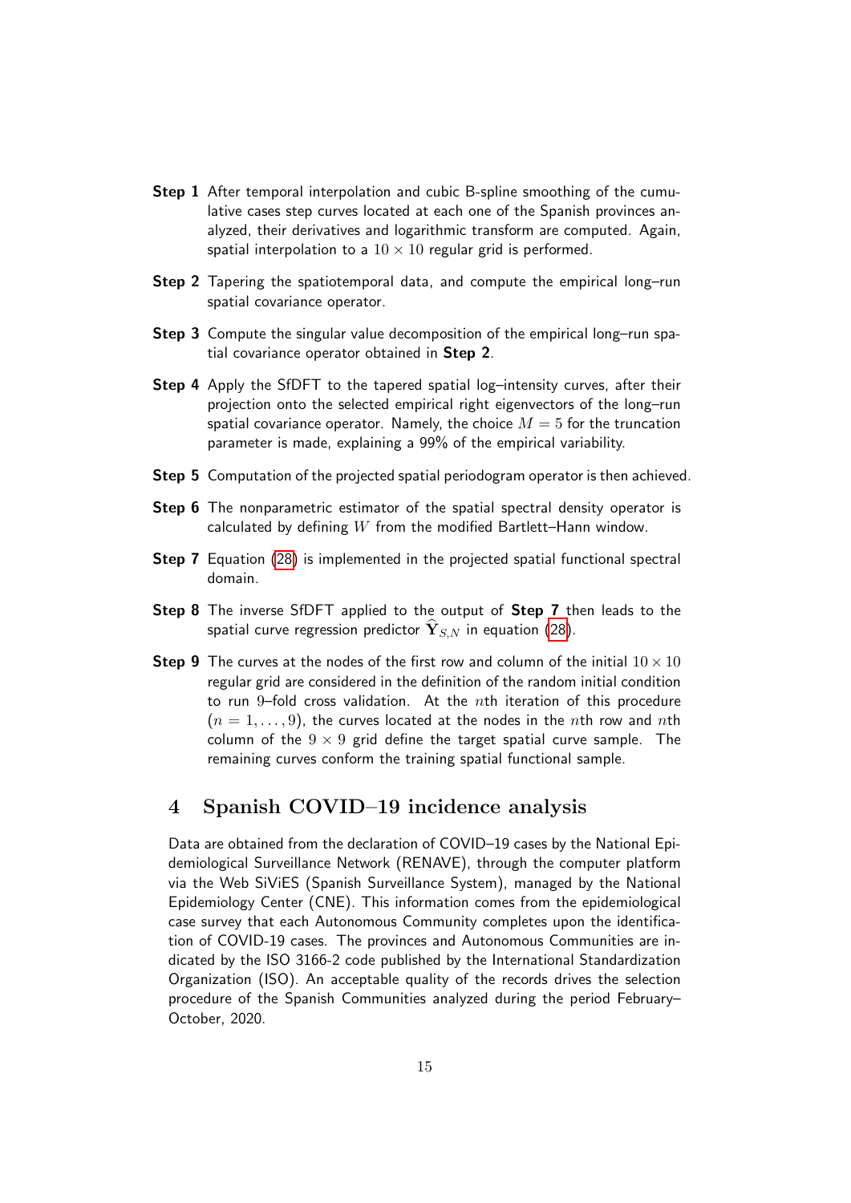**Step 1** After temporal interpolation and cubic B-spline smoothing of the cumulative cases step curves located at each one of the Spanish provinces analyzed, their derivatives and logarithmic transform are computed. Again, spatial interpolation to a $10 \times 10$ regular grid is performed.

**Step 2** Tapering the spatiotemporal data, and compute the empirical long–run spatial covariance operator.

**Step 3** Compute the singular value decomposition of the empirical long–run spatial covariance operator obtained in **Step 2**.

**Step 4** Apply the SfDFT to the tapered spatial log–intensity curves, after their projection onto the selected empirical right eigenvectors of the long–run spatial covariance operator. Namely, the choice $M = 5$ for the truncation parameter is made, explaining a 99% of the empirical variability.

**Step 5** Computation of the projected spatial periodogram operator is then achieved.

**Step 6** The nonparametric estimator of the spatial spectral density operator is calculated by defining $W$ from the modified Bartlett–Hann window.

**Step 7** Equation (28) is implemented in the projected spatial functional spectral domain.

**Step 8** The inverse SfDFT applied to the output of **Step 7** then leads to the spatial curve regression predictor $\widehat{\mathbf{Y}}_{S,N}$ in equation (28).

**Step 9** The curves at the nodes of the first row and column of the initial $10 \times 10$ regular grid are considered in the definition of the random initial condition to run 9–fold cross validation. At the $n$th iteration of this procedure ($n = 1, \ldots, 9$), the curves located at the nodes in the $n$th row and $n$th column of the $9 \times 9$ grid define the target spatial curve sample. The remaining curves conform the training spatial functional sample.

## 4 Spanish COVID–19 incidence analysis

Data are obtained from the declaration of COVID–19 cases by the National Epidemiological Surveillance Network (RENAVE), through the computer platform via the Web SiViES (Spanish Surveillance System), managed by the National Epidemiology Center (CNE). This information comes from the epidemiological case survey that each Autonomous Community completes upon the identification of COVID-19 cases. The provinces and Autonomous Communities are indicated by the ISO 3166-2 code published by the International Standardization Organization (ISO). An acceptable quality of the records drives the selection procedure of the Spanish Communities analyzed during the period February–October, 2020.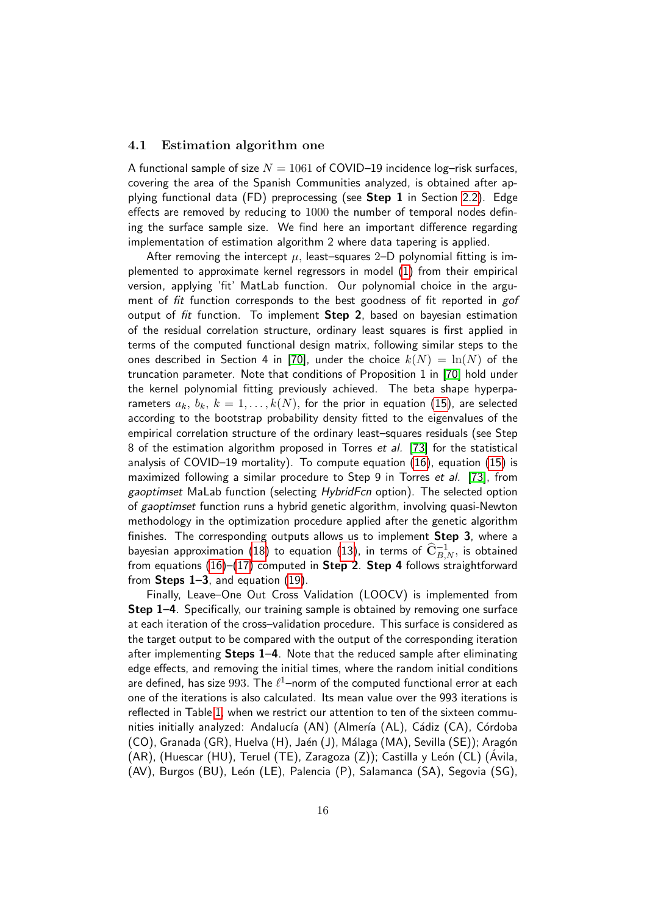### 4.1 Estimation algorithm one

A functional sample of size $N = 1061$ of COVID–19 incidence log–risk surfaces, covering the area of the Spanish Communities analyzed, is obtained after applying functional data (FD) preprocessing (see **Step 1** in Section 2.2). Edge effects are removed by reducing to $1000$ the number of temporal nodes defining the surface sample size. We find here an important difference regarding implementation of estimation algorithm 2 where data tapering is applied.

After removing the intercept $\mu$, least–squares 2–D polynomial fitting is implemented to approximate kernel regressors in model (1) from their empirical version, applying 'fit' MatLab function. Our polynomial choice in the argument of *fit* function corresponds to the best goodness of fit reported in *gof* output of *fit* function. To implement **Step 2**, based on bayesian estimation of the residual correlation structure, ordinary least squares is first applied in terms of the computed functional design matrix, following similar steps to the ones described in Section 4 in [70], under the choice $k(N) = \ln(N)$ of the truncation parameter. Note that conditions of Proposition 1 in [70] hold under the kernel polynomial fitting previously achieved. The beta shape hyperparameters $a_k$, $b_k$, $k = 1, \dots, k(N)$, for the prior in equation (15), are selected according to the bootstrap probability density fitted to the eigenvalues of the empirical correlation structure of the ordinary least–squares residuals (see Step 8 of the estimation algorithm proposed in Torres *et al.* [73] for the statistical analysis of COVID–19 mortality). To compute equation (16), equation (15) is maximized following a similar procedure to Step 9 in Torres *et al.* [73], from *gaoptimset* MaLab function (selecting *HybridFcn* option). The selected option of *gaoptimset* function runs a hybrid genetic algorithm, involving quasi-Newton methodology in the optimization procedure applied after the genetic algorithm finishes. The corresponding outputs allows us to implement **Step 3**, where a bayesian approximation (18) to equation (13), in terms of $\widehat{\mathbf{C}}_{B,N}^{-1}$, is obtained from equations (16)–(17) computed in **Step 2**. **Step 4** follows straightforward from **Steps 1–3**, and equation (19).

Finally, Leave–One Out Cross Validation (LOOCV) is implemented from **Step 1–4**. Specifically, our training sample is obtained by removing one surface at each iteration of the cross–validation procedure. This surface is considered as the target output to be compared with the output of the corresponding iteration after implementing **Steps 1–4**. Note that the reduced sample after eliminating edge effects, and removing the initial times, where the random initial conditions are defined, has size $993$. The $\ell^1$–norm of the computed functional error at each one of the iterations is also calculated. Its mean value over the 993 iterations is reflected in Table 1, when we restrict our attention to ten of the sixteen communities initially analyzed: Andalucía (AN) (Almería (AL), Cádiz (CA), Córdoba (CO), Granada (GR), Huelva (H), Jaén (J), Málaga (MA), Sevilla (SE)); Aragón (AR), (Huescar (HU), Teruel (TE), Zaragoza (Z)); Castilla y León (CL) (Ávila, (AV), Burgos (BU), León (LE), Palencia (P), Salamanca (SA), Segovia (SG),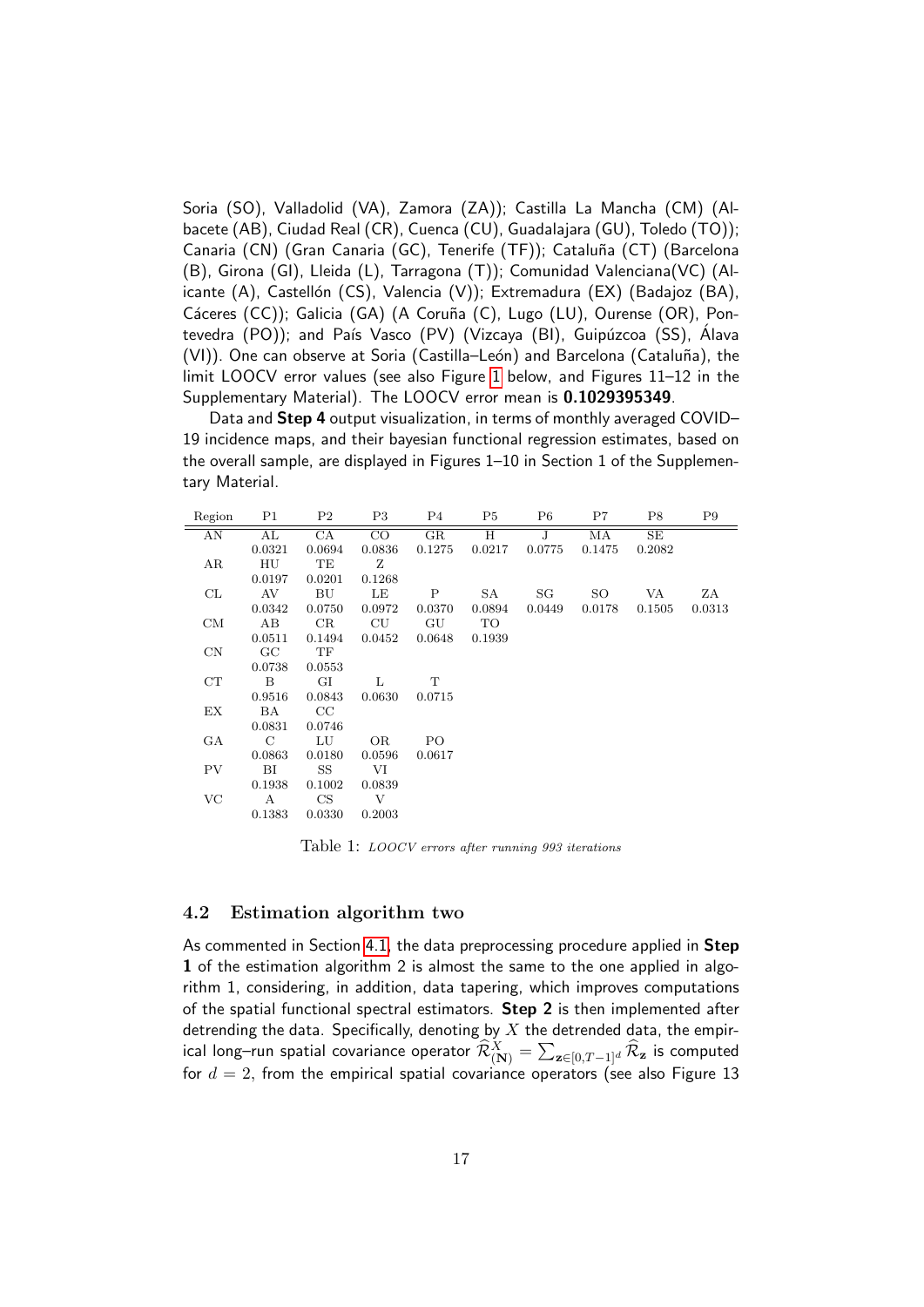Soria (SO), Valladolid (VA), Zamora (ZA)); Castilla La Mancha (CM) (Albacete (AB), Ciudad Real (CR), Cuenca (CU), Guadalajara (GU), Toledo (TO)); Canaria (CN) (Gran Canaria (GC), Tenerife (TF)); Cataluña (CT) (Barcelona (B), Girona (GI), Lleida (L), Tarragona (T)); Comunidad Valenciana(VC) (Alicante (A), Castellón (CS), Valencia (V)); Extremadura (EX) (Badajoz (BA), Cáceres (CC)); Galicia (GA) (A Coruña (C), Lugo (LU), Ourense (OR), Pontevedra (PO)); and País Vasco (PV) (Vizcaya (BI), Guipúzcoa (SS), Álava (VI)). One can observe at Soria (Castilla–León) and Barcelona (Cataluña), the limit LOOCV error values (see also Figure 1 below, and Figures 11–12 in the Supplementary Material). The LOOCV error mean is **0.1029395349**.

Data and **Step 4** output visualization, in terms of monthly averaged COVID–19 incidence maps, and their bayesian functional regression estimates, based on the overall sample, are displayed in Figures 1–10 in Section 1 of the Supplementary Material.

| Region | P1 | P2 | P3 | P4 | P5 | P6 | P7 | P8 | P9 |
|---|---|---|---|---|---|---|---|---|---|
| AN | AL | CA | CO | GR | H | J | MA | SE | |
| | 0.0321 | 0.0694 | 0.0836 | 0.1275 | 0.0217 | 0.0775 | 0.1475 | 0.2082 | |
| AR | HU | TE | Z | | | | | | |
| | 0.0197 | 0.0201 | 0.1268 | | | | | | |
| CL | AV | BU | LE | P | SA | SG | SO | VA | ZA |
| | 0.0342 | 0.0750 | 0.0972 | 0.0370 | 0.0894 | 0.0449 | 0.0178 | 0.1505 | 0.0313 |
| CM | AB | CR | CU | GU | TO | | | | |
| | 0.0511 | 0.1494 | 0.0452 | 0.0648 | 0.1939 | | | | |
| CN | GC | TF | | | | | | | |
| | 0.0738 | 0.0553 | | | | | | | |
| CT | B | GI | L | T | | | | | |
| | 0.9516 | 0.0843 | 0.0630 | 0.0715 | | | | | |
| EX | BA | CC | | | | | | | |
| | 0.0831 | 0.0746 | | | | | | | |
| GA | C | LU | OR | PO | | | | | |
| | 0.0863 | 0.0180 | 0.0596 | 0.0617 | | | | | |
| PV | BI | SS | VI | | | | | | |
| | 0.1938 | 0.1002 | 0.0839 | | | | | | |
| VC | A | CS | V | | | | | | |
| | 0.1383 | 0.0330 | 0.2003 | | | | | | |

Table 1: *LOOCV errors after running 993 iterations*

## 4.2 Estimation algorithm two

As commented in Section 4.1, the data preprocessing procedure applied in **Step 1** of the estimation algorithm 2 is almost the same to the one applied in algorithm 1, considering, in addition, data tapering, which improves computations of the spatial functional spectral estimators. **Step 2** is then implemented after detrending by $X$ the detrended data, the empirical long–run spatial covariance operator $\widehat{\mathcal{R}}_{(\mathbf{N})}^{X} = \sum_{\mathbf{z}\in[0,T-1]^d} \widehat{\mathcal{R}}_{\mathbf{z}}$ is computed for $d = 2$, from the empirical spatial covariance operators (see also Figure 13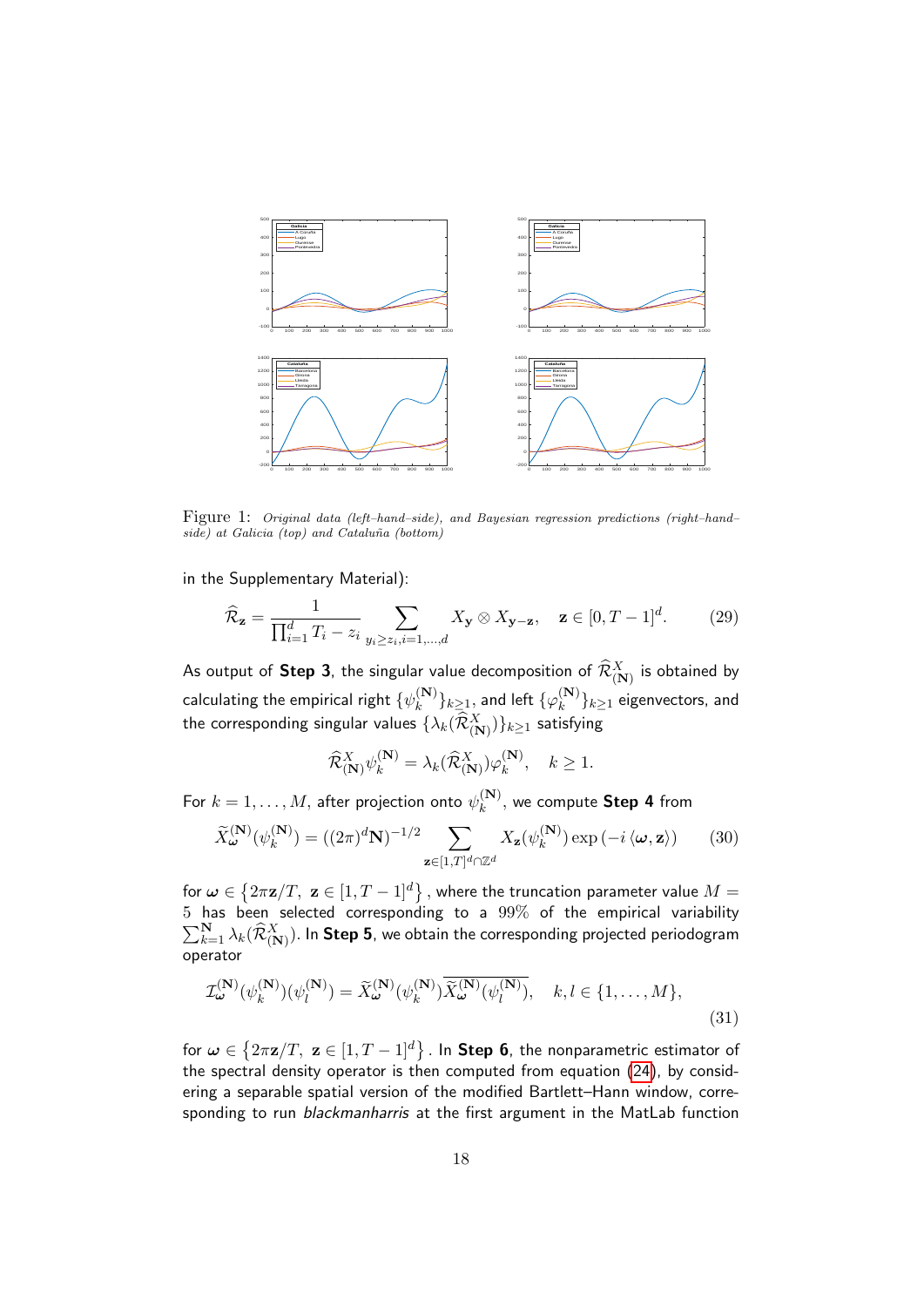Figure 1: *Original data (left–hand–side), and Bayesian regression predictions (right–hand–side) at Galicia (top) and Cataluña (bottom)*

in the Supplementary Material):

$$\widehat{\mathcal{R}}_{\mathbf{z}} = \frac{1}{\prod_{i=1}^{d} T_i - z_i} \sum_{y_i \geq z_i, i=1,\dots,d} X_{\mathbf{y}} \otimes X_{\mathbf{y}-\mathbf{z}}, \quad \mathbf{z} \in [0, T-1]^d. \tag{29}$$

As output of **Step 3**, the singular value decomposition of $\widehat{\mathcal{R}}^X_{(\mathbf{N})}$ is obtained by calculating the empirical right $\{\psi_k^{(\mathbf{N})}\}_{k\geq 1}$, and left $\{\varphi_k^{(\mathbf{N})}\}_{k\geq 1}$ eigenvectors, and the corresponding singular values $\{\lambda_k(\widehat{\mathcal{R}}^X_{(\mathbf{N})})\}_{k\geq 1}$ satisfying

$$\widehat{\mathcal{R}}^X_{(\mathbf{N})} \psi_k^{(\mathbf{N})} = \lambda_k(\widehat{\mathcal{R}}^X_{(\mathbf{N})}) \varphi_k^{(\mathbf{N})}, \quad k \geq 1.$$

For $k = 1, \dots, M$, after projection onto $\psi_k^{(\mathbf{N})}$, we compute **Step 4** from

$$\widetilde{X}_{\boldsymbol{\omega}}^{(\mathbf{N})}(\psi_k^{(\mathbf{N})}) = ((2\pi)^d \mathbf{N})^{-1/2} \sum_{\mathbf{z} \in [1,T]^d \cap \mathbb{Z}^d} X_{\mathbf{z}}(\psi_k^{(\mathbf{N})}) \exp\left(-i \langle \boldsymbol{\omega}, \mathbf{z} \rangle\right) \tag{30}$$

for $\boldsymbol{\omega} \in \left\{2\pi \mathbf{z}/T, \ \mathbf{z} \in [1, T-1]^d\right\}$, where the truncation parameter value $M = 5$ has been selected corresponding to a $99\%$ of the empirical variability $\sum_{k=1}^{\mathbf{N}} \lambda_k(\widehat{\mathcal{R}}^X_{(\mathbf{N})})$. In **Step 5**, we obtain the corresponding projected periodogram operator

$$\mathcal{I}_{\boldsymbol{\omega}}^{(\mathbf{N})}(\psi_k^{(\mathbf{N})})(\psi_l^{(\mathbf{N})}) = \widetilde{X}_{\boldsymbol{\omega}}^{(\mathbf{N})}(\psi_k^{(\mathbf{N})}) \overline{\widetilde{X}_{\boldsymbol{\omega}}^{(\mathbf{N})}(\psi_l^{(\mathbf{N})})}, \quad k, l \in \{1, \dots, M\}, \tag{31}$$

for $\boldsymbol{\omega} \in \left\{2\pi \mathbf{z}/T, \ \mathbf{z} \in [1, T-1]^d\right\}$. In **Step 6**, the nonparametric estimator of the spectral density operator is then computed from equation (24), by considering a separable spatial version of the modified Bartlett–Hann window, corresponding to run *blackmanharris* at the first argument in the MatLab function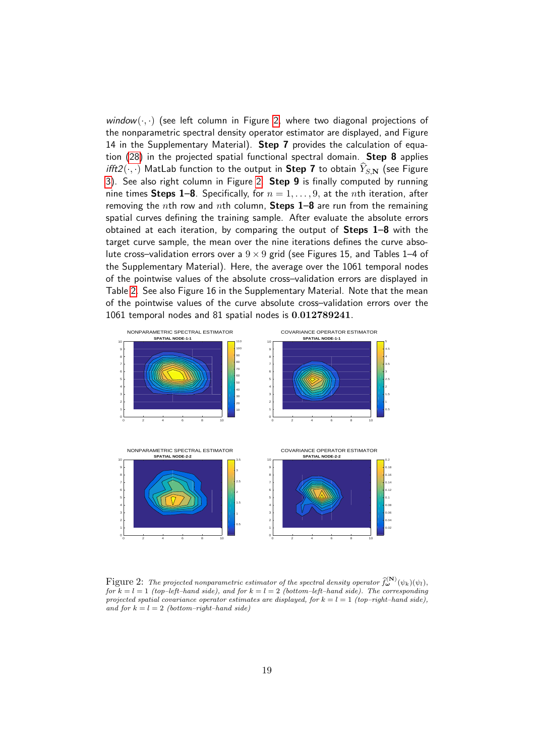*window*$(\cdot,\cdot)$ (see left column in Figure 2, where two diagonal projections of the nonparametric spectral density operator estimator are displayed, and Figure 14 in the Supplementary Material). **Step 7** provides the calculation of equation (28) in the projected spatial functional spectral domain. **Step 8** applies *ifft2*$(\cdot,\cdot)$ MatLab function to the output in **Step 7** to obtain $\widehat{Y}_{S,\mathbf{N}}$ (see Figure 3). See also right column in Figure 2. **Step 9** is finally computed by running nine times **Steps 1–8**. Specifically, for $n = 1, \ldots, 9$, at the $n$th iteration, after removing the $n$th row and $n$th column, **Steps 1–8** are run from the remaining spatial curves defining the training sample. After evaluate the absolute errors obtained at each iteration, by comparing the output of **Steps 1–8** with the target curve sample, the mean over the nine iterations defines the curve absolute cross–validation errors over a $9 \times 9$ grid (see Figures 15, and Tables 1–4 of the Supplementary Material). Here, the average over the 1061 temporal nodes of the pointwise values of the absolute cross–validation errors are displayed in Table 2. See also Figure 16 in the Supplementary Material. Note that the mean of the pointwise values of the curve absolute cross–validation errors over the 1061 temporal nodes and 81 spatial nodes is $\mathbf{0.012789241}$.

Figure 2: *The projected nonparametric estimator of the spectral density operator* $\widehat{f}_{\omega}^{(\mathbf{N})}(\psi_k)(\psi_l)$*, for* $k = l = 1$ *(top–left–hand side), and for* $k = l = 2$ *(bottom–left–hand side). The corresponding projected spatial covariance operator estimates are displayed, for* $k = l = 1$ *(top–right–hand side), and for* $k = l = 2$ *(bottom–right–hand side)*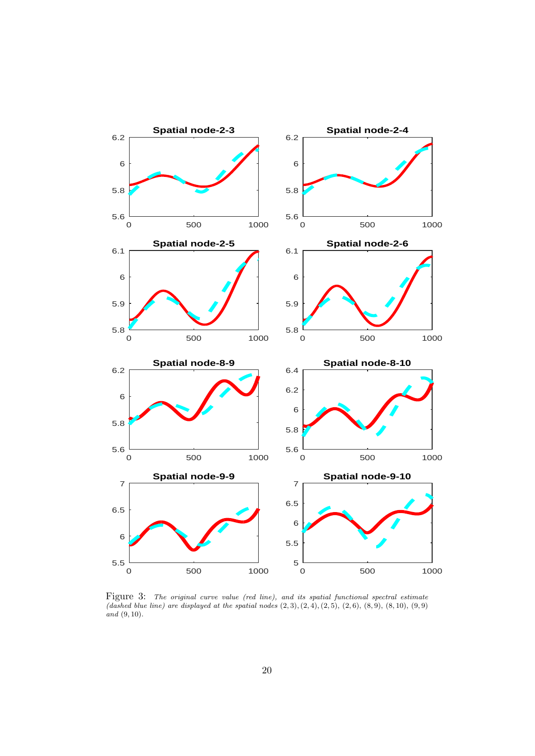Figure 3: *The original curve value (red line), and its spatial functional spectral estimate (dashed blue line) are displayed at the spatial nodes* $(2, 3)$, $(2, 4)$, $(2, 5)$, $(2, 6)$, $(8, 9)$, $(8, 10)$, $(9, 9)$ *and* $(9, 10)$.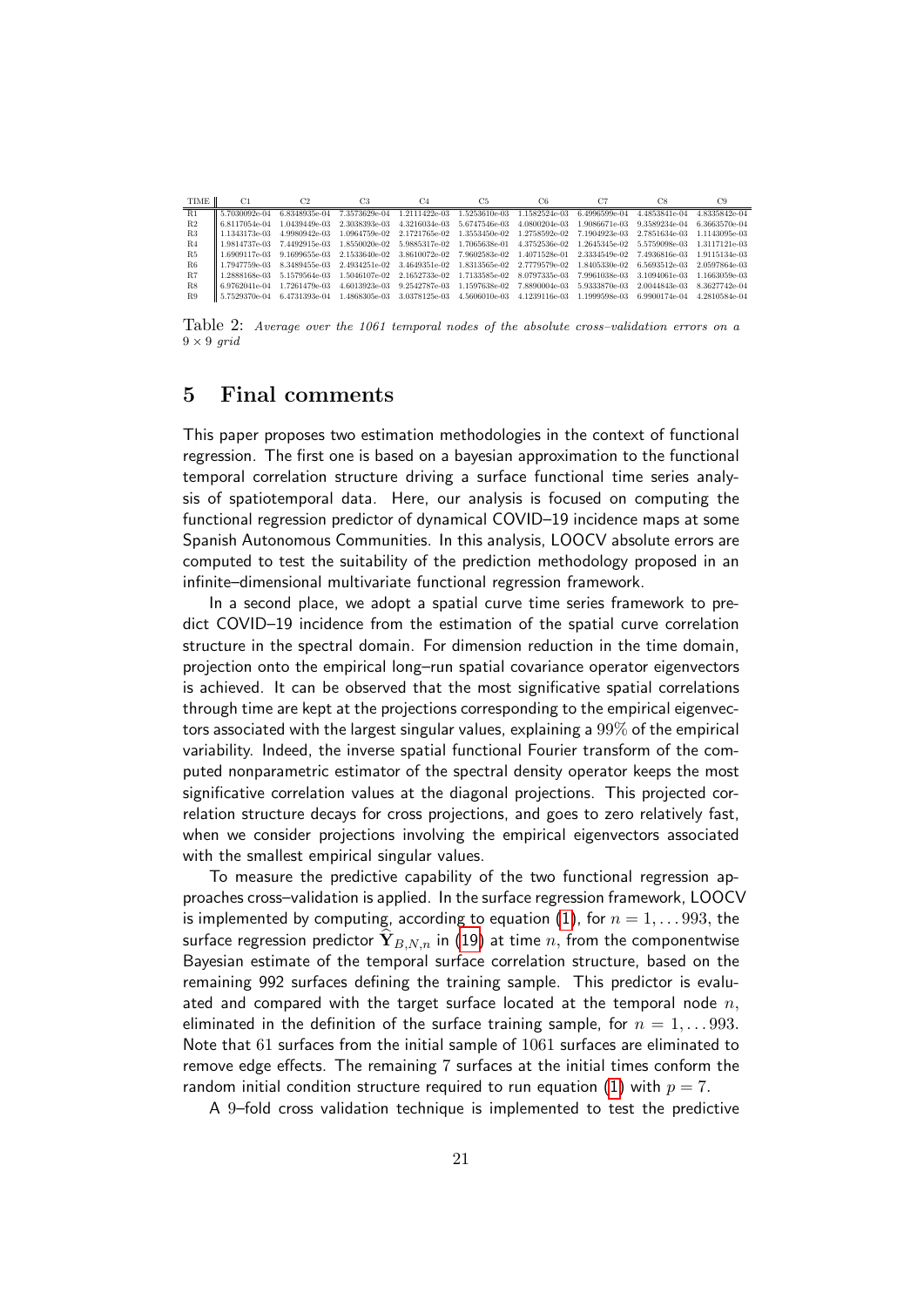| TIME | C1 | C2 | C3 | C4 | C5 | C6 | C7 | C8 | C9 |
|---|---|---|---|---|---|---|---|---|---|
| R1 | 5.7030092e-04 | 6.8348935e-04 | 7.3573629e-04 | 1.2111422e-03 | 1.5253610e-03 | 1.1582524e-03 | 6.4996599e-04 | 4.4853841e-04 | 4.8335842e-04 |
| R2 | 6.8117054e-04 | 1.0439449e-03 | 2.3038393e-03 | 4.3216034e-03 | 5.6747546e-03 | 4.0800204e-03 | 1.9086671e-03 | 9.3589234e-04 | 6.3663570e-04 |
| R3 | 1.1343173e-03 | 4.9980942e-03 | 1.0964759e-02 | 2.1721765e-02 | 1.3553450e-02 | 1.2758592e-02 | 7.1904923e-03 | 2.7851634e-03 | 1.1143095e-03 |
| R4 | 1.9814737e-03 | 7.4492915e-03 | 1.8550020e-02 | 5.9885317e-02 | 1.7065638e-01 | 4.3752536e-02 | 1.2645345e-02 | 5.5759098e-03 | 1.3117121e-03 |
| R5 | 1.6909117e-03 | 9.1699655e-03 | 2.1533640e-02 | 3.8610072e-02 | 7.9602583e-02 | 1.4071528e-01 | 2.3334549e-02 | 7.4936816e-03 | 1.9115134e-03 |
| R6 | 1.7947759e-03 | 8.3489455e-03 | 2.4934251e-02 | 3.4649351e-02 | 1.8313565e-02 | 2.7779579e-02 | 1.8405330e-02 | 6.5693512e-03 | 2.0597864e-03 |
| R7 | 1.2888168e-03 | 5.1579564e-03 | 1.5046107e-02 | 2.1652733e-02 | 1.7133585e-02 | 8.0797335e-03 | 7.9961038e-03 | 3.1094061e-03 | 1.1663059e-03 |
| R8 | 6.9762041e-04 | 1.7261479e-03 | 4.6013923e-03 | 9.2542787e-03 | 1.1597638e-02 | 7.8890004e-03 | 5.9333870e-03 | 2.0044843e-03 | 8.3627742e-04 |
| R9 | 5.7529370e-04 | 6.4731393e-04 | 1.4868305e-03 | 3.0378125e-03 | 4.5606010e-03 | 4.1239116e-03 | 1.1999598e-03 | 6.9900174e-04 | 4.2810584e-04 |

Table 2: *Average over the 1061 temporal nodes of the absolute cross–validation errors on a $9 \times 9$ grid*

# 5 Final comments

This paper proposes two estimation methodologies in the context of functional regression. The first one is based on a bayesian approximation to the functional temporal correlation structure driving a surface functional time series analysis of spatiotemporal data. Here, our analysis is focused on computing the functional regression predictor of dynamical COVID–19 incidence maps at some Spanish Autonomous Communities. In this analysis, LOOCV absolute errors are computed to test the suitability of the prediction methodology proposed in an infinite–dimensional multivariate functional regression framework.

In a second place, we adopt a spatial curve time series framework to predict COVID–19 incidence from the estimation of the spatial curve correlation structure in the spectral domain. For dimension reduction in the time domain, projection onto the empirical long–run spatial covariance operator eigenvectors is achieved. It can be observed that the most significative spatial correlations through time are kept at the projections corresponding to the empirical eigenvectors associated with the largest singular values, explaining a $99\%$ of the empirical variability. Indeed, the inverse spatial functional Fourier transform of the computed nonparametric estimator of the spectral density operator keeps the most significative correlation values at the diagonal projections. This projected correlation structure decays for cross projections, and goes to zero relatively fast, when we consider projections involving the empirical eigenvectors associated with the smallest empirical singular values.

To measure the predictive capability of the two functional regression approaches cross–validation is applied. In the surface regression framework, LOOCV is implemented by computing, according to equation (1), for $n = 1, \dots 993$, the surface regression predictor $\widehat{\mathbf{Y}}_{B,N,n}$ in (19) at time $n$, from the componentwise Bayesian estimate of the temporal surface correlation structure, based on the remaining 992 surfaces defining the training sample. This predictor is evaluated and compared with the target surface located at the temporal node $n$, eliminated in the definition of the surface training sample, for $n = 1, \dots 993$. Note that 61 surfaces from the initial sample of 1061 surfaces are eliminated to remove edge effects. The remaining 7 surfaces at the initial times conform the random initial condition structure required to run equation (1) with $p = 7$.

A 9–fold cross validation technique is implemented to test the predictive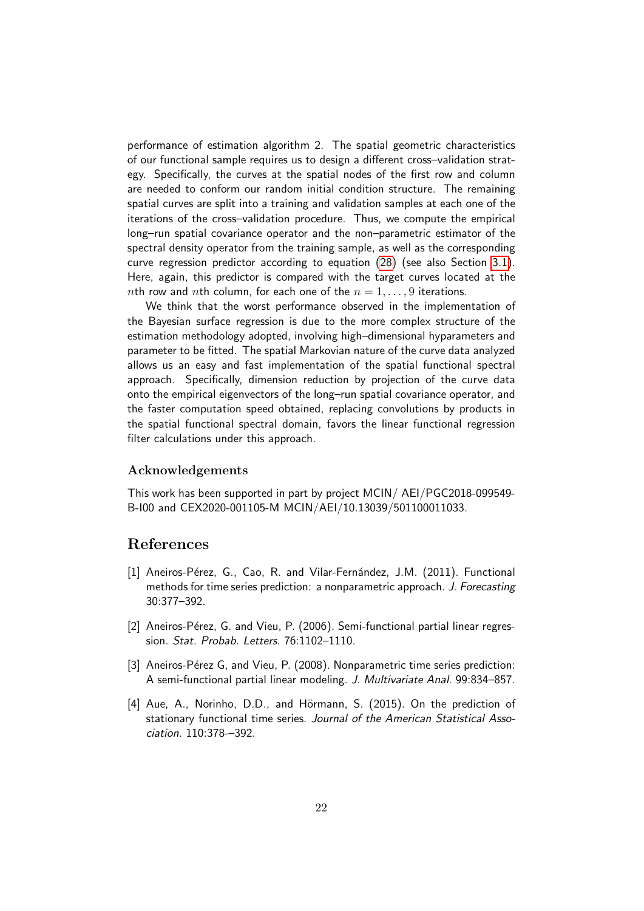performance of estimation algorithm 2. The spatial geometric characteristics of our functional sample requires us to design a different cross–validation strategy. Specifically, the curves at the spatial nodes of the first row and column are needed to conform our random initial condition structure. The remaining spatial curves are split into a training and validation samples at each one of the iterations of the cross–validation procedure. Thus, we compute the empirical long–run spatial covariance operator and the non–parametric estimator of the spectral density operator from the training sample, as well as the corresponding curve regression predictor according to equation (28) (see also Section 3.1). Here, again, this predictor is compared with the target curves located at the $n$th row and $n$th column, for each one of the $n = 1, \dots, 9$ iterations.

We think that the worst performance observed in the implementation of the Bayesian surface regression is due to the more complex structure of the estimation methodology adopted, involving high–dimensional hyparameters and parameter to be fitted. The spatial Markovian nature of the curve data analyzed allows us an easy and fast implementation of the spatial functional spectral approach. Specifically, dimension reduction by projection of the curve data onto the empirical eigenvectors of the long–run spatial covariance operator, and the faster computation speed obtained, replacing convolutions by products in the spatial functional spectral domain, favors the linear functional regression filter calculations under this approach.

### Acknowledgements

This work has been supported in part by project MCIN/ AEI/PGC2018-099549-B-I00 and CEX2020-001105-M MCIN/AEI/10.13039/501100011033.

## References

[1] Aneiros-Pérez, G., Cao, R. and Vilar-Fernández, J.M. (2011). Functional methods for time series prediction: a nonparametric approach. *J. Forecasting* 30:377–392.

[2] Aneiros-Pérez, G. and Vieu, P. (2006). Semi-functional partial linear regression. *Stat. Probab. Letters.* 76:1102–1110.

[3] Aneiros-Pérez G, and Vieu, P. (2008). Nonparametric time series prediction: A semi-functional partial linear modeling. *J. Multivariate Anal.* 99:834–857.

[4] Aue, A., Norinho, D.D., and Hörmann, S. (2015). On the prediction of stationary functional time series. *Journal of the American Statistical Association.* 110:378-–392.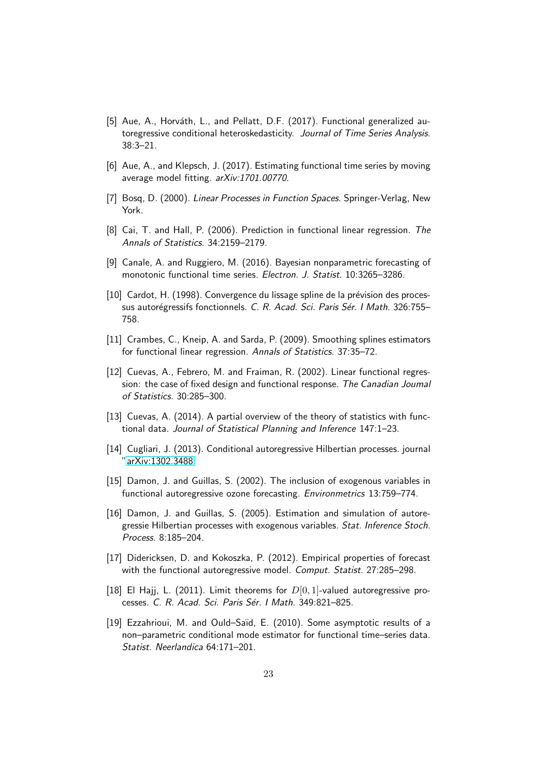[5] Aue, A., Horváth, L., and Pellatt, D.F. (2017). Functional generalized autoregressive conditional heteroskedasticity. *Journal of Time Series Analysis*. 38:3–21.

[6] Aue, A., and Klepsch, J. (2017). Estimating functional time series by moving average model fitting. *arXiv:1701.00770*.

[7] Bosq, D. (2000). *Linear Processes in Function Spaces*. Springer-Verlag, New York.

[8] Cai, T. and Hall, P. (2006). Prediction in functional linear regression. *The Annals of Statistics*. 34:2159–2179.

[9] Canale, A. and Ruggiero, M. (2016). Bayesian nonparametric forecasting of monotonic functional time series. *Electron. J. Statist.* 10:3265–3286.

[10] Cardot, H. (1998). Convergence du lissage spline de la prévision des processus autorégressifs fonctionnels. *C. R. Acad. Sci. Paris Sér. I Math.* 326:755–758.

[11] Crambes, C., Kneip, A. and Sarda, P. (2009). Smoothing splines estimators for functional linear regression. *Annals of Statistics*. 37:35–72.

[12] Cuevas, A., Febrero, M. and Fraiman, R. (2002). Linear functional regression: the case of fixed design and functional response. *The Canadian Joumal of Statistics*. 30:285–300.

[13] Cuevas, A. (2014). A partial overview of the theory of statistics with functional data. *Journal of Statistical Planning and Inference* 147:1–23.

[14] Cugliari, J. (2013). Conditional autoregressive Hilbertian processes. journal "arXiv:1302.3488

[15] Damon, J. and Guillas, S. (2002). The inclusion of exogenous variables in functional autoregressive ozone forecasting. *Environmetrics* 13:759–774.

[16] Damon, J. and Guillas, S. (2005). Estimation and simulation of autoregressie Hilbertian processes with exogenous variables. *Stat. Inference Stoch. Process.* 8:185–204.

[17] Didericksen, D. and Kokoszka, P. (2012). Empirical properties of forecast with the functional autoregressive model. *Comput. Statist.* 27:285–298.

[18] El Hajj, L. (2011). Limit theorems for $D[0,1]$-valued autoregressive processes. *C. R. Acad. Sci. Paris Sér. I Math.* 349:821–825.

[19] Ezzahrioui, M. and Ould–Saïd, E. (2010). Some asymptotic results of a non–parametric conditional mode estimator for functional time–series data. *Statist. Neerlandica* 64:171–201.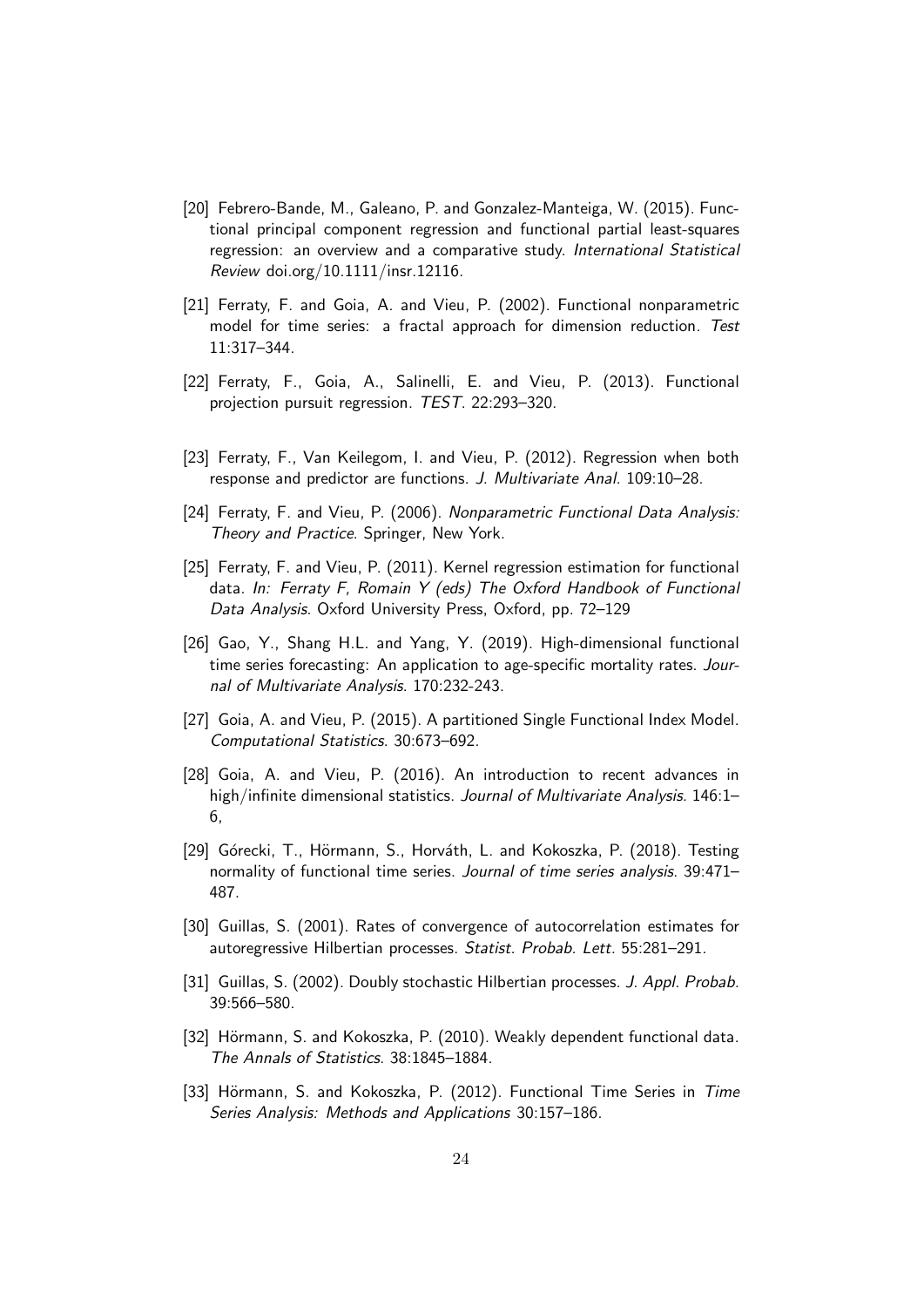[20] Febrero-Bande, M., Galeano, P. and Gonzalez-Manteiga, W. (2015). Functional principal component regression and functional partial least-squares regression: an overview and a comparative study. *International Statistical Review* doi.org/10.1111/insr.12116.

[21] Ferraty, F. and Goia, A. and Vieu, P. (2002). Functional nonparametric model for time series: a fractal approach for dimension reduction. *Test* 11:317–344.

[22] Ferraty, F., Goia, A., Salinelli, E. and Vieu, P. (2013). Functional projection pursuit regression. *TEST*. 22:293–320.

[23] Ferraty, F., Van Keilegom, I. and Vieu, P. (2012). Regression when both response and predictor are functions. *J. Multivariate Anal.* 109:10–28.

[24] Ferraty, F. and Vieu, P. (2006). *Nonparametric Functional Data Analysis: Theory and Practice*. Springer, New York.

[25] Ferraty, F. and Vieu, P. (2011). Kernel regression estimation for functional data. *In: Ferraty F, Romain Y (eds) The Oxford Handbook of Functional Data Analysis*. Oxford University Press, Oxford, pp. 72–129

[26] Gao, Y., Shang H.L. and Yang, Y. (2019). High-dimensional functional time series forecasting: An application to age-specific mortality rates. *Journal of Multivariate Analysis*. 170:232-243.

[27] Goia, A. and Vieu, P. (2015). A partitioned Single Functional Index Model. *Computational Statistics*. 30:673–692.

[28] Goia, A. and Vieu, P. (2016). An introduction to recent advances in high/infinite dimensional statistics. *Journal of Multivariate Analysis*. 146:1–6,

[29] Górecki, T., Hörmann, S., Horváth, L. and Kokoszka, P. (2018). Testing normality of functional time series. *Journal of time series analysis*. 39:471–487.

[30] Guillas, S. (2001). Rates of convergence of autocorrelation estimates for autoregressive Hilbertian processes. *Statist. Probab. Lett.* 55:281–291.

[31] Guillas, S. (2002). Doubly stochastic Hilbertian processes. *J. Appl. Probab.* 39:566–580.

[32] Hörmann, S. and Kokoszka, P. (2010). Weakly dependent functional data. *The Annals of Statistics*. 38:1845–1884.

[33] Hörmann, S. and Kokoszka, P. (2012). Functional Time Series in *Time Series Analysis: Methods and Applications* 30:157–186.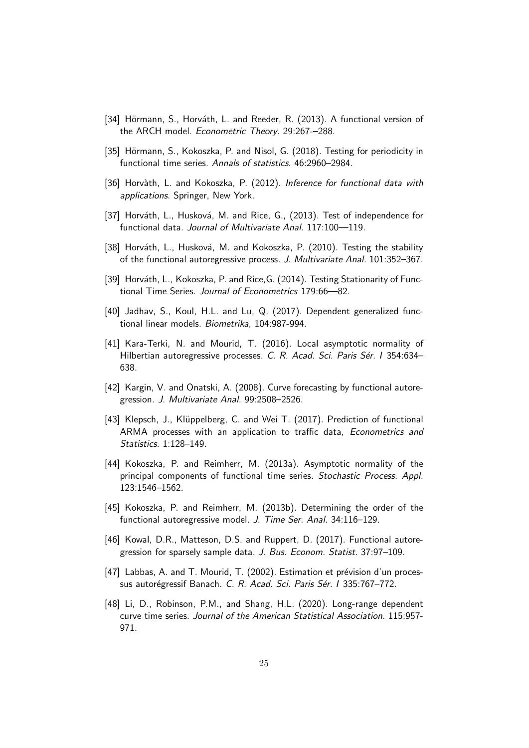[34] Hörmann, S., Horváth, L. and Reeder, R. (2013). A functional version of the ARCH model. *Econometric Theory*. 29:267-–288.

[35] Hörmann, S., Kokoszka, P. and Nisol, G. (2018). Testing for periodicity in functional time series. *Annals of statistics*. 46:2960–2984.

[36] Horvàth, L. and Kokoszka, P. (2012). *Inference for functional data with applications*. Springer, New York.

[37] Horváth, L., Husková, M. and Rice, G., (2013). Test of independence for functional data. *Journal of Multivariate Anal.* 117:100—119.

[38] Horváth, L., Husková, M. and Kokoszka, P. (2010). Testing the stability of the functional autoregressive process. *J. Multivariate Anal.* 101:352–367.

[39] Horváth, L., Kokoszka, P. and Rice,G. (2014). Testing Stationarity of Functional Time Series. *Journal of Econometrics* 179:66—82.

[40] Jadhav, S., Koul, H.L. and Lu, Q. (2017). Dependent generalized functional linear models. *Biometrika*, 104:987-994.

[41] Kara-Terki, N. and Mourid, T. (2016). Local asymptotic normality of Hilbertian autoregressive processes. *C. R. Acad. Sci. Paris Sér. I* 354:634–638.

[42] Kargin, V. and Onatski, A. (2008). Curve forecasting by functional autoregression. *J. Multivariate Anal.* 99:2508–2526.

[43] Klepsch, J., Klüppelberg, C. and Wei T. (2017). Prediction of functional ARMA processes with an application to traffic data, *Econometrics and Statistics*. 1:128–149.

[44] Kokoszka, P. and Reimherr, M. (2013a). Asymptotic normality of the principal components of functional time series. *Stochastic Process. Appl.* 123:1546–1562.

[45] Kokoszka, P. and Reimherr, M. (2013b). Determining the order of the functional autoregressive model. *J. Time Ser. Anal.* 34:116–129.

[46] Kowal, D.R., Matteson, D.S. and Ruppert, D. (2017). Functional autoregression for sparsely sample data. *J. Bus. Econom. Statist.* 37:97–109.

[47] Labbas, A. and T. Mourid, T. (2002). Estimation et prévision d'un processus autorégressif Banach. *C. R. Acad. Sci. Paris Sér. I* 335:767–772.

[48] Li, D., Robinson, P.M., and Shang, H.L. (2020). Long-range dependent curve time series. *Journal of the American Statistical Association*. 115:957-971.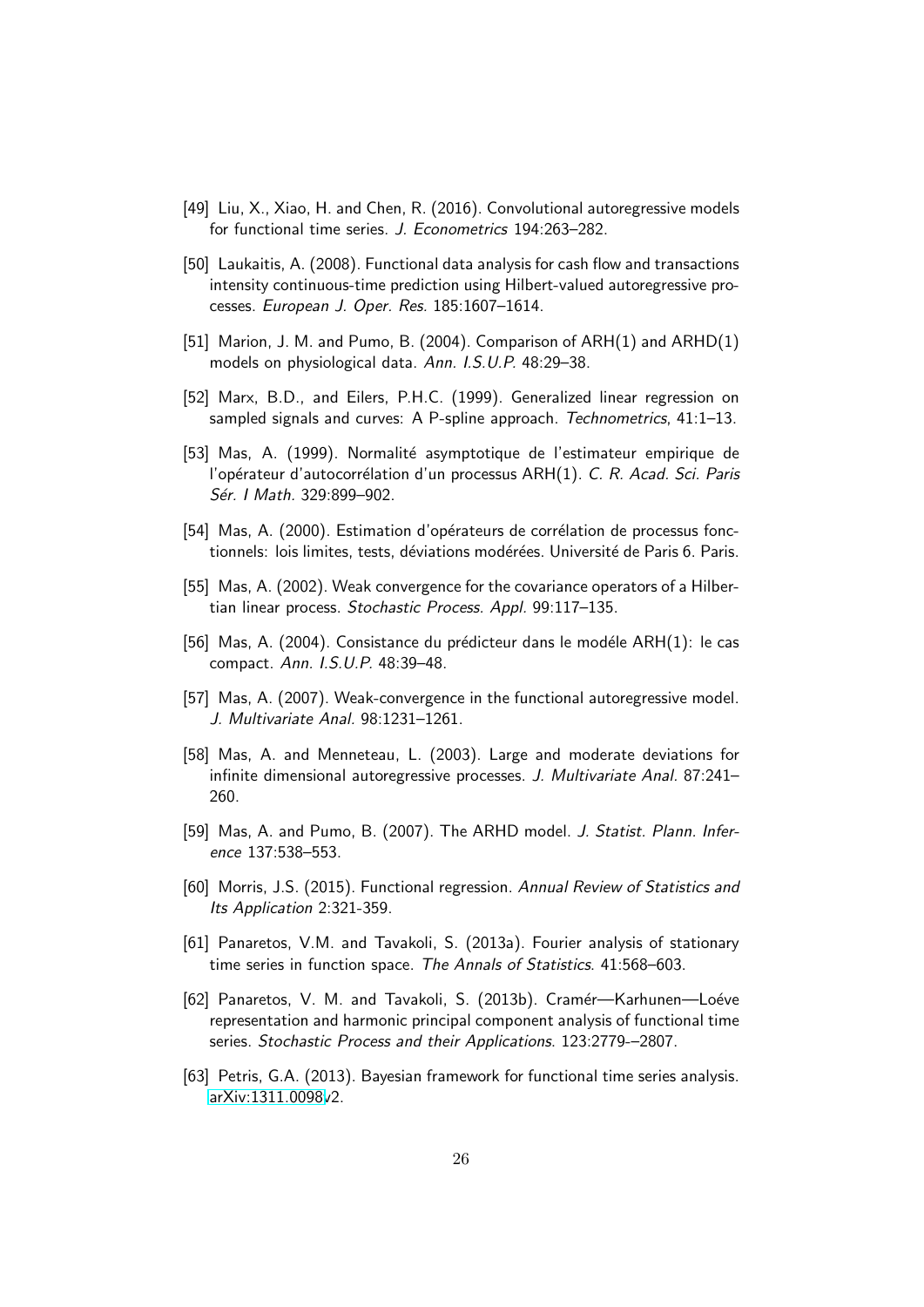[49] Liu, X., Xiao, H. and Chen, R. (2016). Convolutional autoregressive models for functional time series. *J. Econometrics* 194:263–282.

[50] Laukaitis, A. (2008). Functional data analysis for cash flow and transactions intensity continuous-time prediction using Hilbert-valued autoregressive processes. *European J. Oper. Res.* 185:1607–1614.

[51] Marion, J. M. and Pumo, B. (2004). Comparison of ARH(1) and ARHD(1) models on physiological data. *Ann. I.S.U.P.* 48:29–38.

[52] Marx, B.D., and Eilers, P.H.C. (1999). Generalized linear regression on sampled signals and curves: A P-spline approach. *Technometrics*, 41:1–13.

[53] Mas, A. (1999). Normalité asymptotique de l'estimateur empirique de l'opérateur d'autocorrélation d'un processus ARH(1). *C. R. Acad. Sci. Paris Sér. I Math.* 329:899–902.

[54] Mas, A. (2000). Estimation d'opérateurs de corrélation de processus fonctionnels: lois limites, tests, déviations modérées. Université de Paris 6. Paris.

[55] Mas, A. (2002). Weak convergence for the covariance operators of a Hilbertian linear process. *Stochastic Process. Appl.* 99:117–135.

[56] Mas, A. (2004). Consistance du prédicteur dans le modéle ARH(1): le cas compact. *Ann. I.S.U.P.* 48:39–48.

[57] Mas, A. (2007). Weak-convergence in the functional autoregressive model. *J. Multivariate Anal.* 98:1231–1261.

[58] Mas, A. and Menneteau, L. (2003). Large and moderate deviations for infinite dimensional autoregressive processes. *J. Multivariate Anal.* 87:241–260.

[59] Mas, A. and Pumo, B. (2007). The ARHD model. *J. Statist. Plann. Inference* 137:538–553.

[60] Morris, J.S. (2015). Functional regression. *Annual Review of Statistics and Its Application* 2:321-359.

[61] Panaretos, V.M. and Tavakoli, S. (2013a). Fourier analysis of stationary time series in function space. *The Annals of Statistics.* 41:568–603.

[62] Panaretos, V. M. and Tavakoli, S. (2013b). Cramér—Karhunen—Loéve representation and harmonic principal component analysis of functional time series. *Stochastic Process and their Applications.* 123:2779-–2807.

[63] Petris, G.A. (2013). Bayesian framework for functional time series analysis. arXiv:1311.0098v2.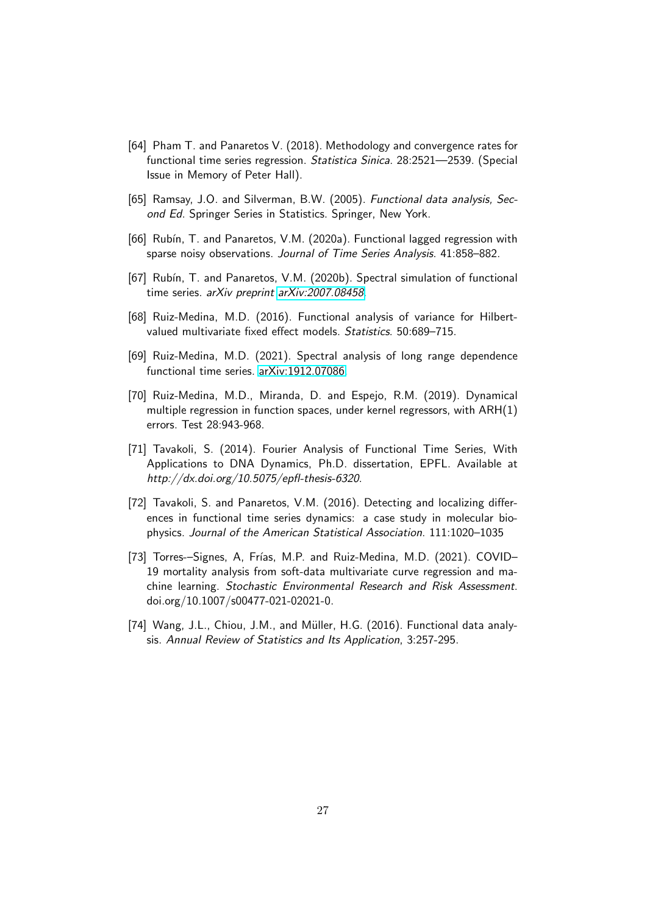[64] Pham T. and Panaretos V. (2018). Methodology and convergence rates for functional time series regression. *Statistica Sinica*. 28:2521—2539. (Special Issue in Memory of Peter Hall).

[65] Ramsay, J.O. and Silverman, B.W. (2005). *Functional data analysis, Second Ed*. Springer Series in Statistics. Springer, New York.

[66] Rubín, T. and Panaretos, V.M. (2020a). Functional lagged regression with sparse noisy observations. *Journal of Time Series Analysis*. 41:858–882.

[67] Rubín, T. and Panaretos, V.M. (2020b). Spectral simulation of functional time series. *arXiv preprint arXiv:2007.08458*.

[68] Ruiz-Medina, M.D. (2016). Functional analysis of variance for Hilbert-valued multivariate fixed effect models. *Statistics*. 50:689–715.

[69] Ruiz-Medina, M.D. (2021). Spectral analysis of long range dependence functional time series. arXiv:1912.07086.

[70] Ruiz-Medina, M.D., Miranda, D. and Espejo, R.M. (2019). Dynamical multiple regression in function spaces, under kernel regressors, with ARH(1) errors. Test 28:943-968.

[71] Tavakoli, S. (2014). Fourier Analysis of Functional Time Series, With Applications to DNA Dynamics, Ph.D. dissertation, EPFL. Available at *http://dx.doi.org/10.5075/epfl-thesis-6320*.

[72] Tavakoli, S. and Panaretos, V.M. (2016). Detecting and localizing differences in functional time series dynamics: a case study in molecular biophysics. *Journal of the American Statistical Association*. 111:1020–1035

[73] Torres-–Signes, A, Frías, M.P. and Ruiz-Medina, M.D. (2021). COVID–19 mortality analysis from soft-data multivariate curve regression and machine learning. *Stochastic Environmental Research and Risk Assessment*. doi.org/10.1007/s00477-021-02021-0.

[74] Wang, J.L., Chiou, J.M., and Müller, H.G. (2016). Functional data analysis. *Annual Review of Statistics and Its Application*, 3:257-295.